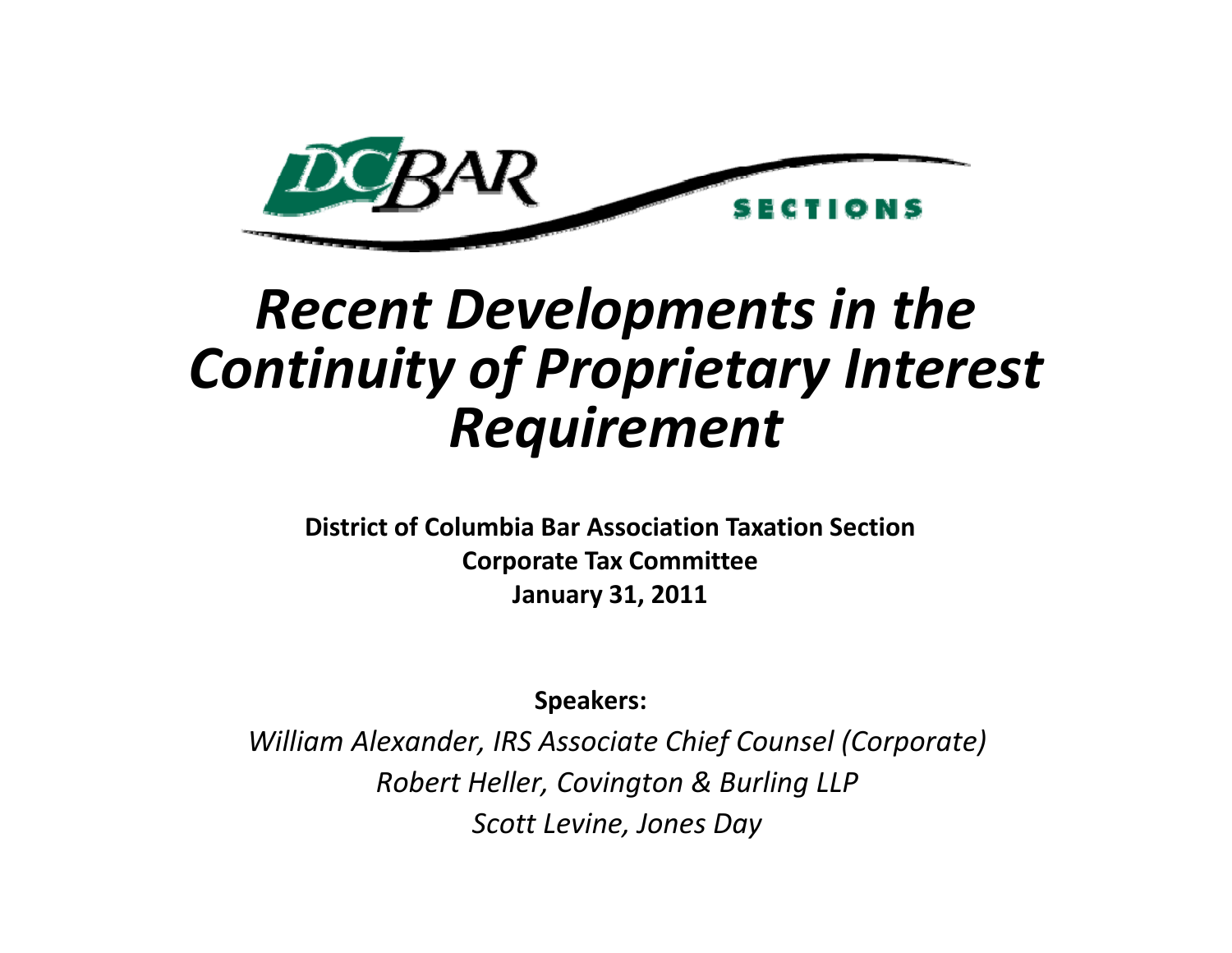DC BAR SECTIONS

# *Recent Developments in the Continuity of Proprietary Interest Requirement*

**District of Columbia Bar Association Taxation Section**
**Corporate Tax Committee**
**January 31, 2011**

**Speakers:**

*William Alexander, IRS Associate Chief Counsel (Corporate)*
*Robert Heller, Covington & Burling LLP*
*Scott Levine, Jones Day*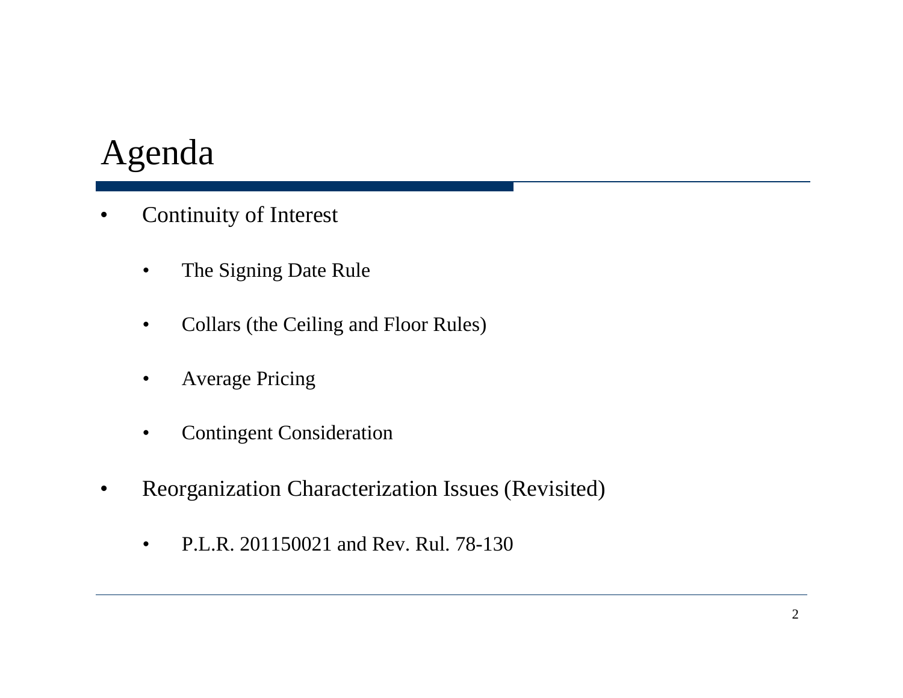# Agenda

- Continuity of Interest
  - The Signing Date Rule
  - Collars (the Ceiling and Floor Rules)
  - Average Pricing
  - Contingent Consideration
- Reorganization Characterization Issues (Revisited)
  - P.L.R. 201150021 and Rev. Rul. 78-130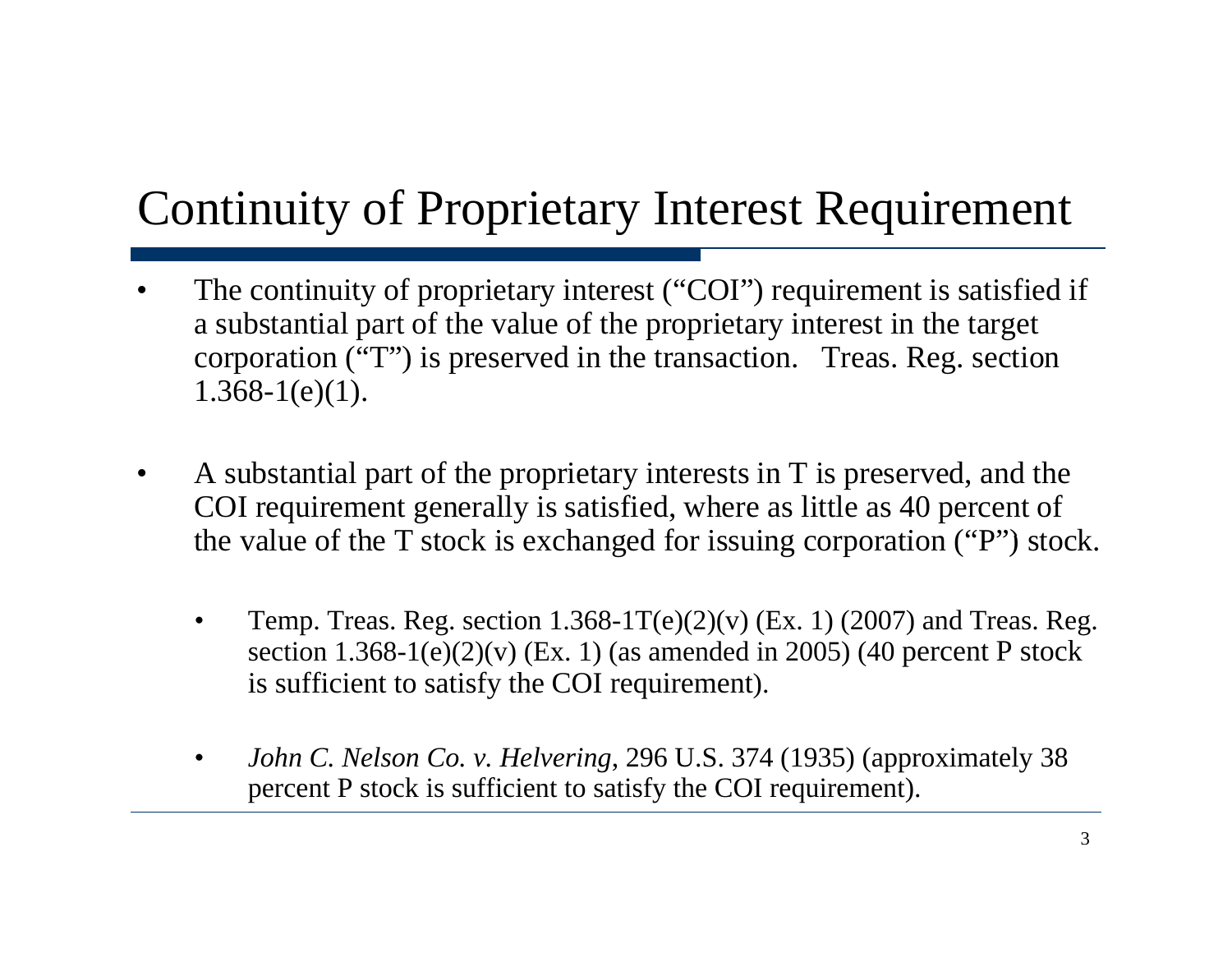# Continuity of Proprietary Interest Requirement

- The continuity of proprietary interest ("COI") requirement is satisfied if a substantial part of the value of the proprietary interest in the target corporation ("T") is preserved in the transaction. Treas. Reg. section 1.368-1(e)(1).

- A substantial part of the proprietary interests in T is preserved, and the COI requirement generally is satisfied, where as little as 40 percent of the value of the T stock is exchanged for issuing corporation ("P") stock.

  - Temp. Treas. Reg. section 1.368-1T(e)(2)(v) (Ex. 1) (2007) and Treas. Reg. section 1.368-1(e)(2)(v) (Ex. 1) (as amended in 2005) (40 percent P stock is sufficient to satisfy the COI requirement).

  - *John C. Nelson Co. v. Helvering*, 296 U.S. 374 (1935) (approximately 38 percent P stock is sufficient to satisfy the COI requirement).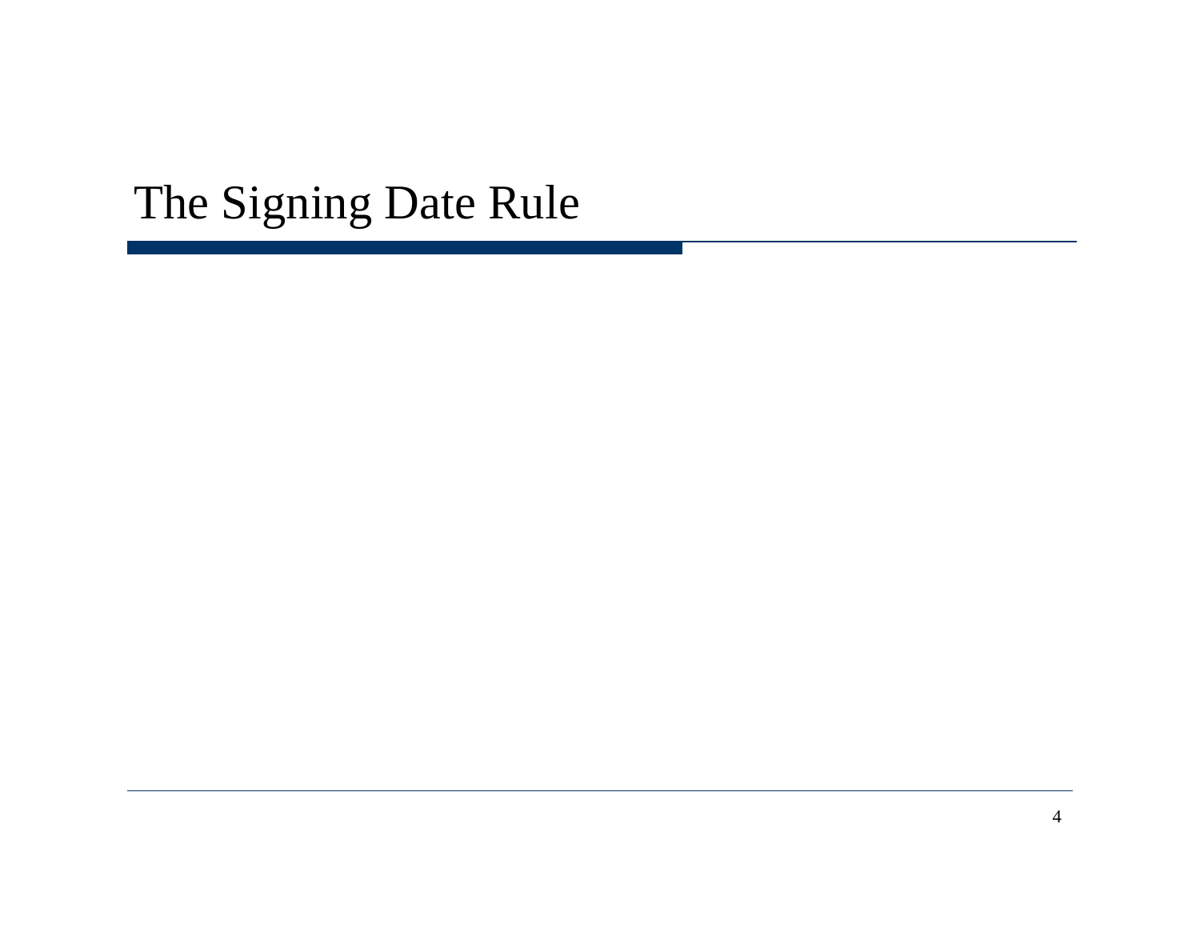# The Signing Date Rule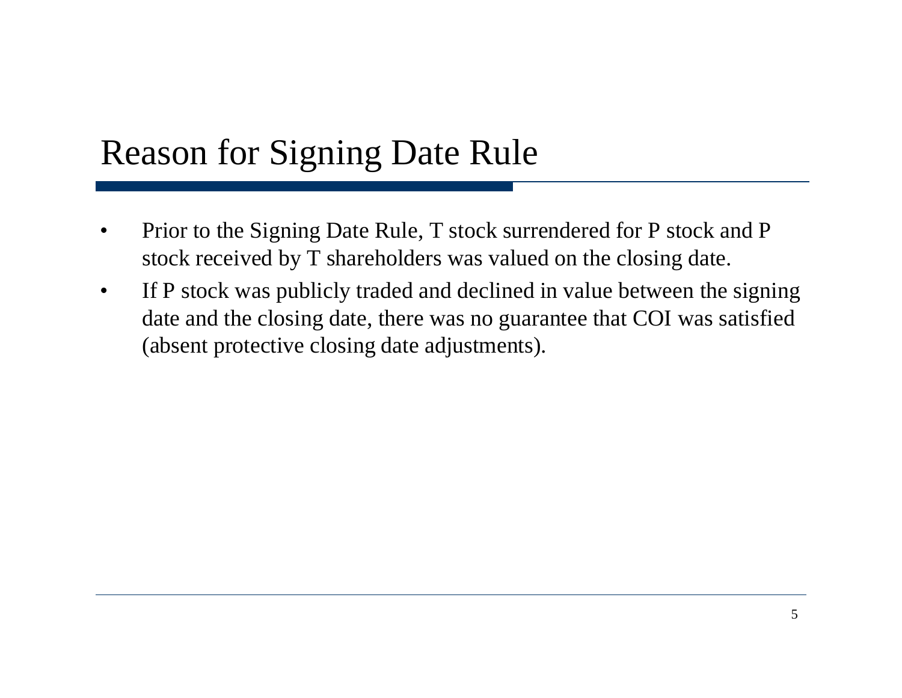# Reason for Signing Date Rule

- Prior to the Signing Date Rule, T stock surrendered for P stock and P stock received by T shareholders was valued on the closing date.
- If P stock was publicly traded and declined in value between the signing date and the closing date, there was no guarantee that COI was satisfied (absent protective closing date adjustments).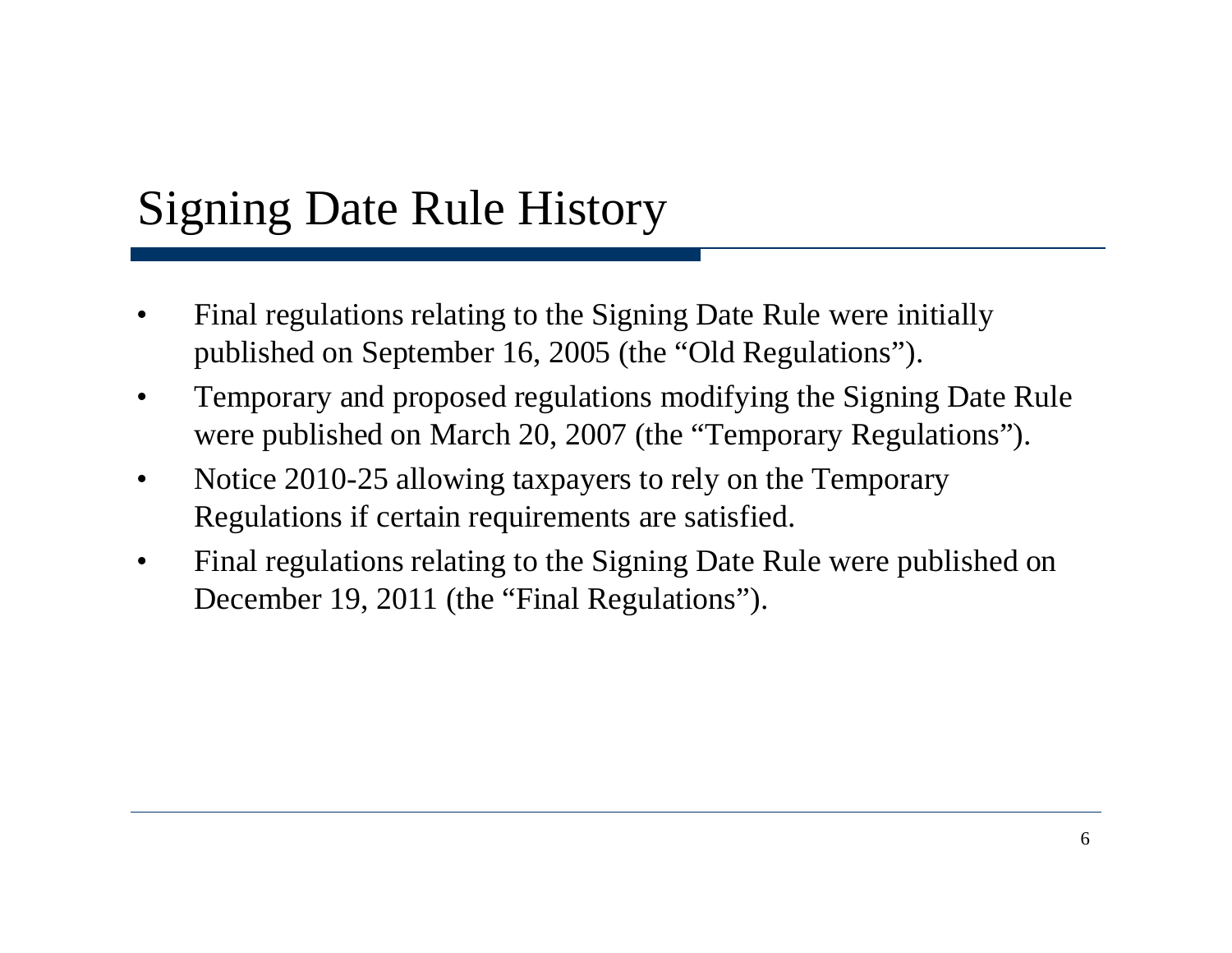# Signing Date Rule History

- Final regulations relating to the Signing Date Rule were initially published on September 16, 2005 (the "Old Regulations").
- Temporary and proposed regulations modifying the Signing Date Rule were published on March 20, 2007 (the "Temporary Regulations").
- Notice 2010-25 allowing taxpayers to rely on the Temporary Regulations if certain requirements are satisfied.
- Final regulations relating to the Signing Date Rule were published on December 19, 2011 (the "Final Regulations").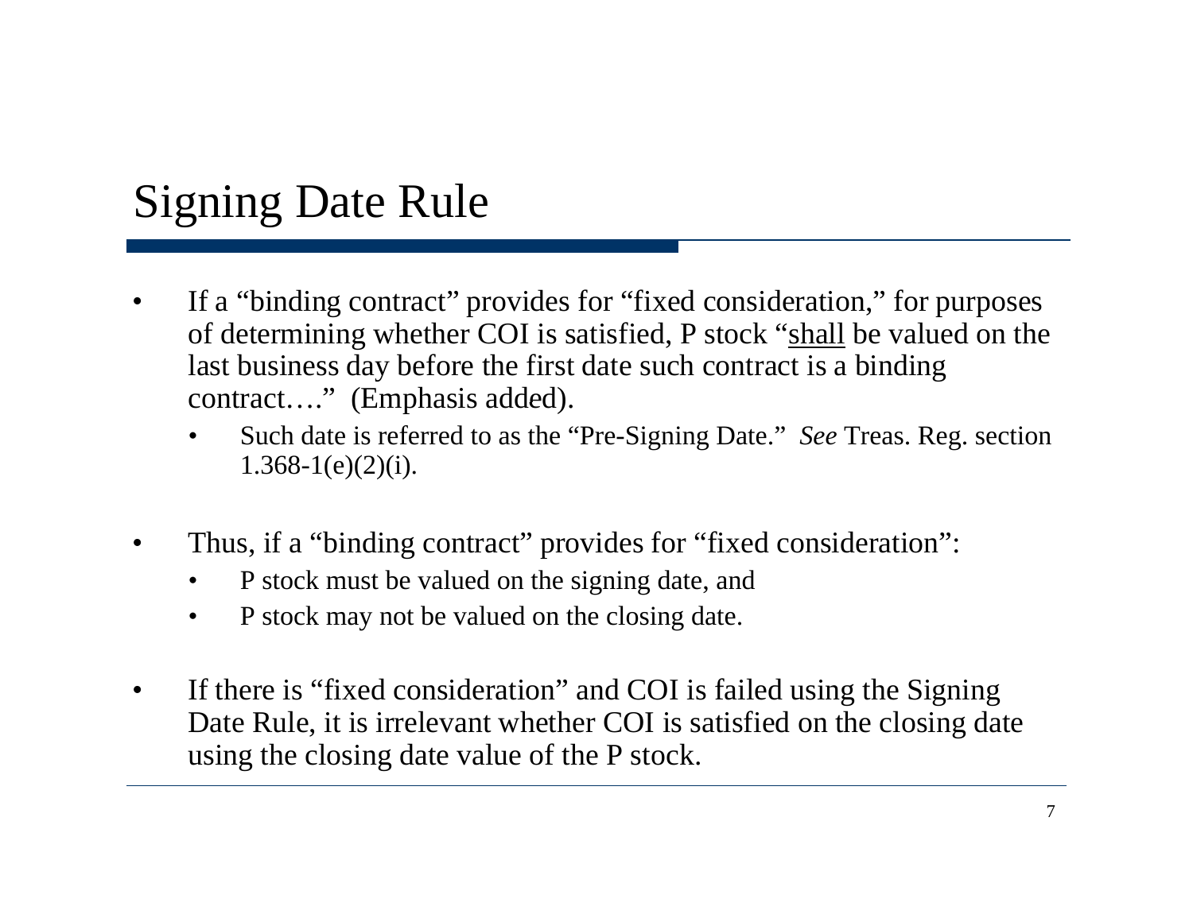# Signing Date Rule

- If a "binding contract" provides for "fixed consideration," for purposes of determining whether COI is satisfied, P stock "<u>shall</u> be valued on the last business day before the first date such contract is a binding contract…." (Emphasis added).
  - Such date is referred to as the "Pre-Signing Date." *See* Treas. Reg. section 1.368-1(e)(2)(i).

- Thus, if a "binding contract" provides for "fixed consideration":
  - P stock must be valued on the signing date, and
  - P stock may not be valued on the closing date.

- If there is "fixed consideration" and COI is failed using the Signing Date Rule, it is irrelevant whether COI is satisfied on the closing date using the closing date value of the P stock.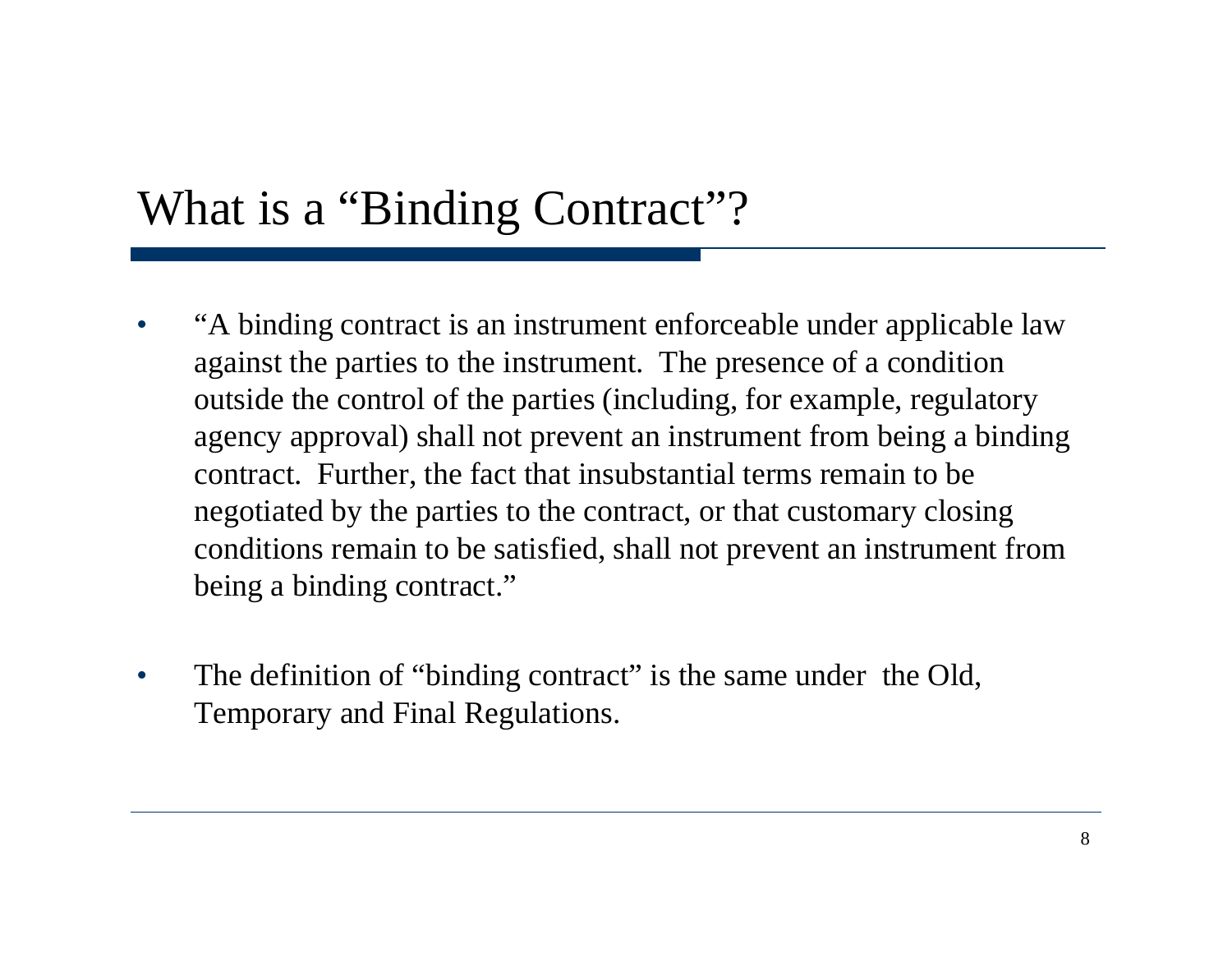# What is a "Binding Contract"?

- "A binding contract is an instrument enforceable under applicable law against the parties to the instrument. The presence of a condition outside the control of the parties (including, for example, regulatory agency approval) shall not prevent an instrument from being a binding contract. Further, the fact that insubstantial terms remain to be negotiated by the parties to the contract, or that customary closing conditions remain to be satisfied, shall not prevent an instrument from being a binding contract."
- The definition of "binding contract" is the same under the Old, Temporary and Final Regulations.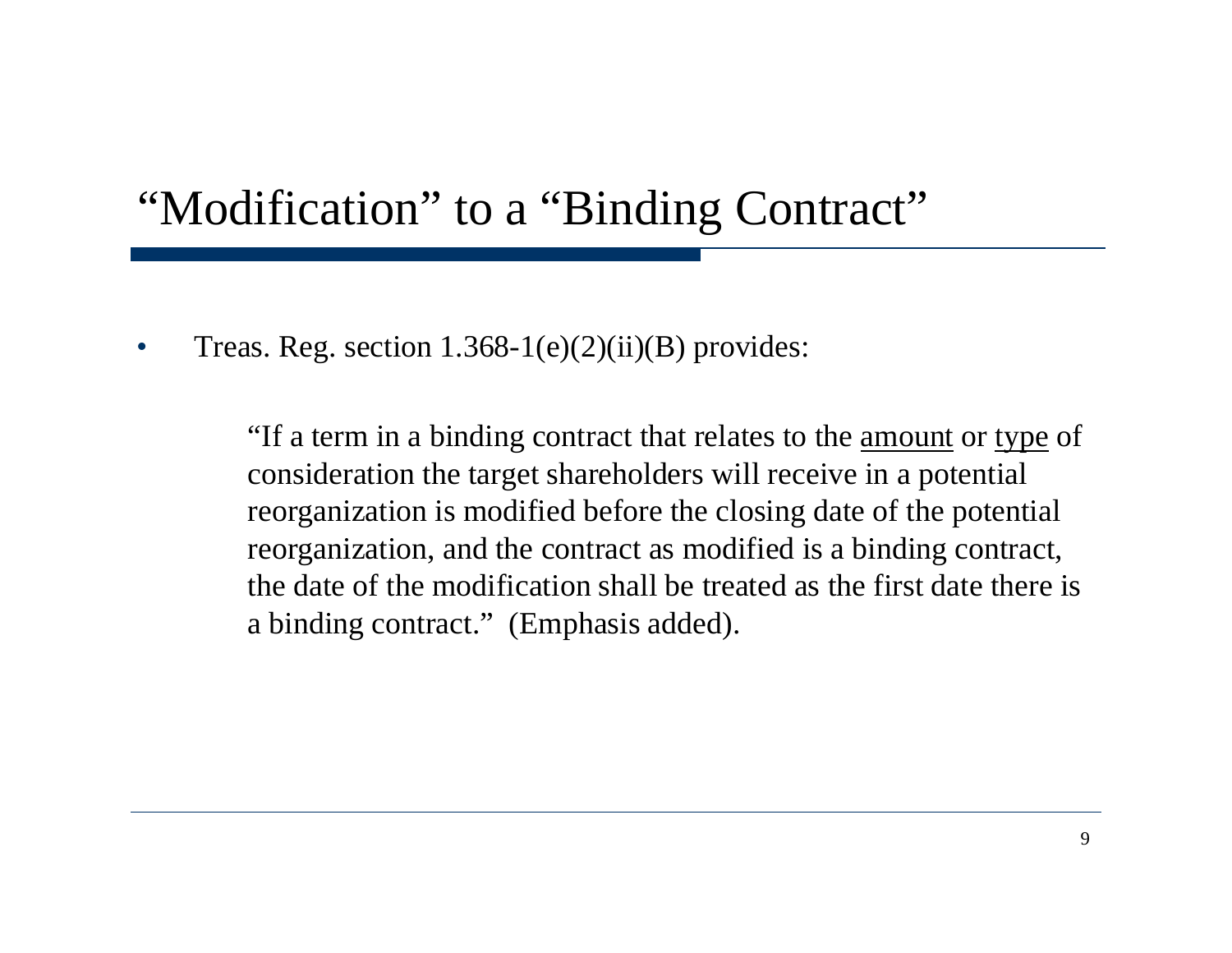# "Modification" to a "Binding Contract"

- Treas. Reg. section 1.368-1(e)(2)(ii)(B) provides:

> "If a term in a binding contract that relates to the <u>amount</u> or <u>type</u> of consideration the target shareholders will receive in a potential reorganization is modified before the closing date of the potential reorganization, and the contract as modified is a binding contract, the date of the modification shall be treated as the first date there is a binding contract." (Emphasis added).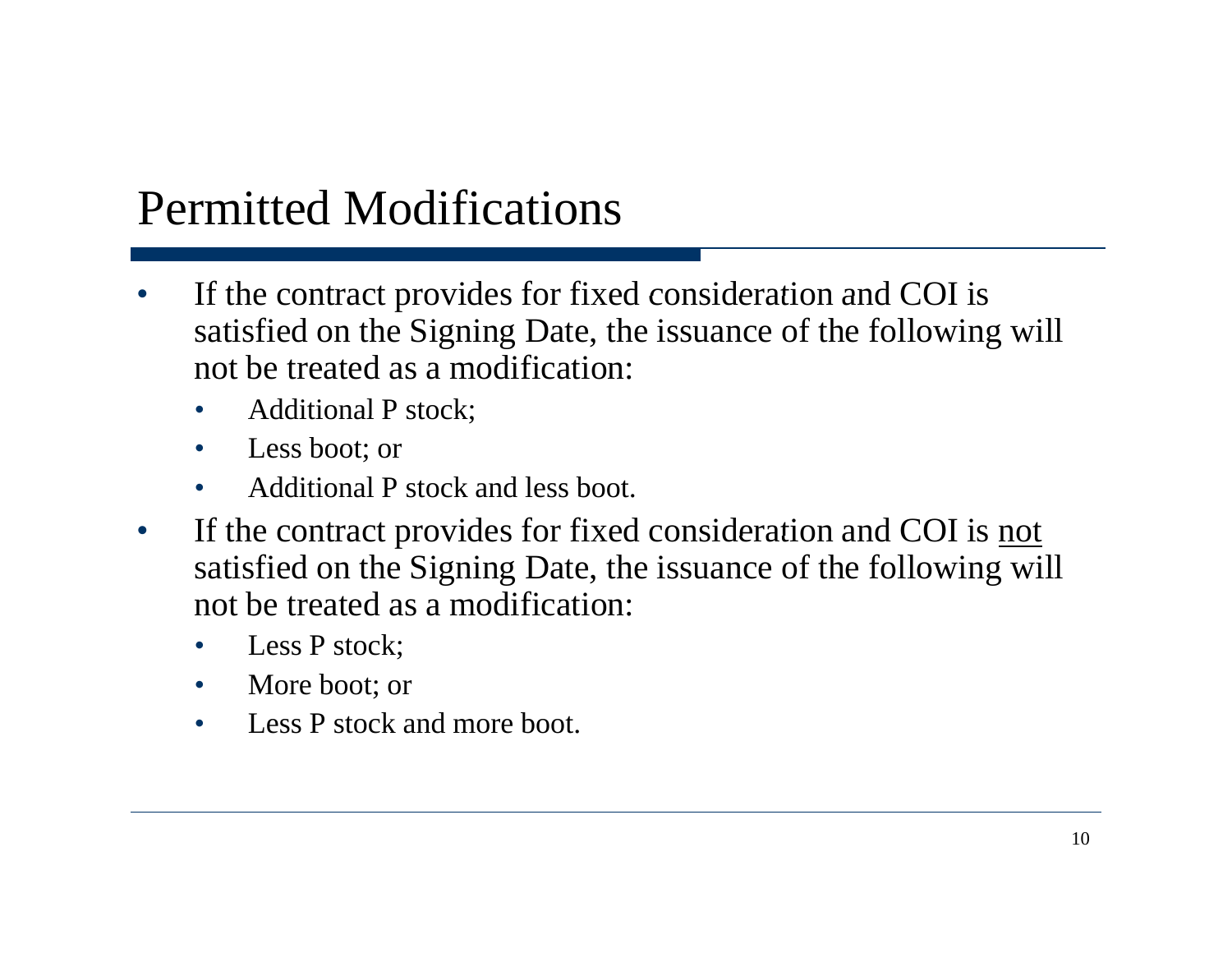# Permitted Modifications

- If the contract provides for fixed consideration and COI is satisfied on the Signing Date, the issuance of the following will not be treated as a modification:
  - Additional P stock;
  - Less boot; or
  - Additional P stock and less boot.
- If the contract provides for fixed consideration and COI is <u>not</u> satisfied on the Signing Date, the issuance of the following will not be treated as a modification:
  - Less P stock;
  - More boot; or
  - Less P stock and more boot.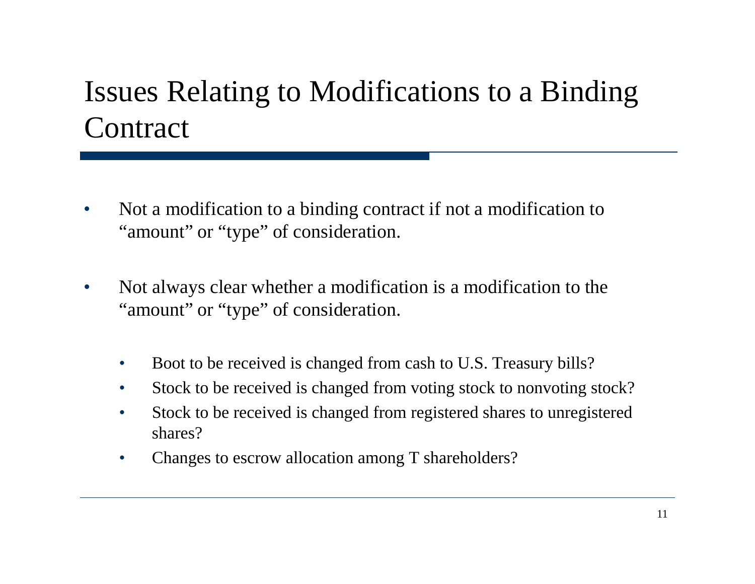# Issues Relating to Modifications to a Binding Contract

- Not a modification to a binding contract if not a modification to "amount" or "type" of consideration.
- Not always clear whether a modification is a modification to the "amount" or "type" of consideration.
  - Boot to be received is changed from cash to U.S. Treasury bills?
  - Stock to be received is changed from voting stock to nonvoting stock?
  - Stock to be received is changed from registered shares to unregistered shares?
  - Changes to escrow allocation among T shareholders?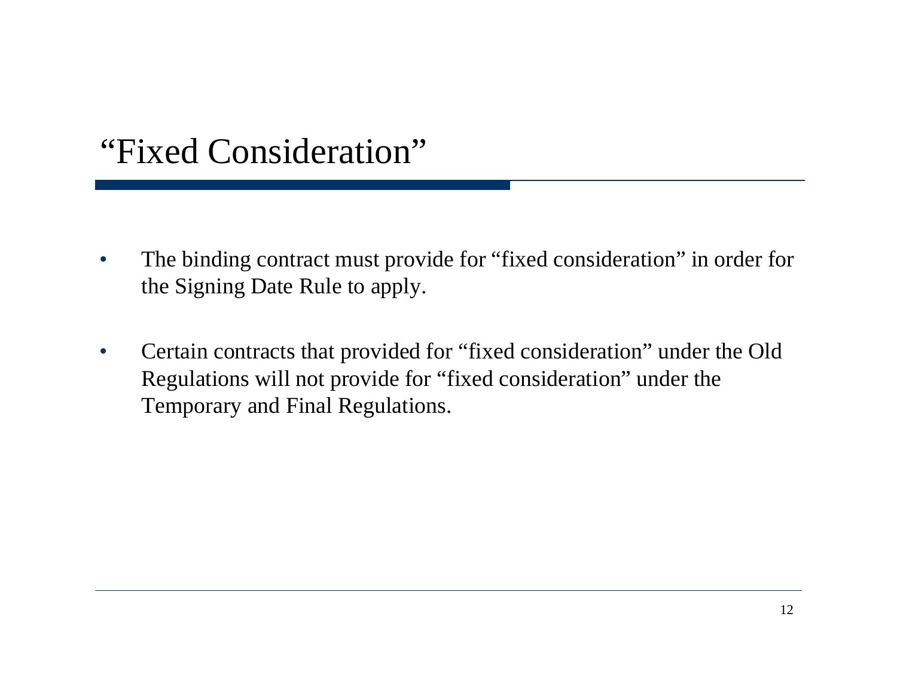# “Fixed Consideration”

- The binding contract must provide for “fixed consideration” in order for the Signing Date Rule to apply.
- Certain contracts that provided for “fixed consideration” under the Old Regulations will not provide for “fixed consideration” under the Temporary and Final Regulations.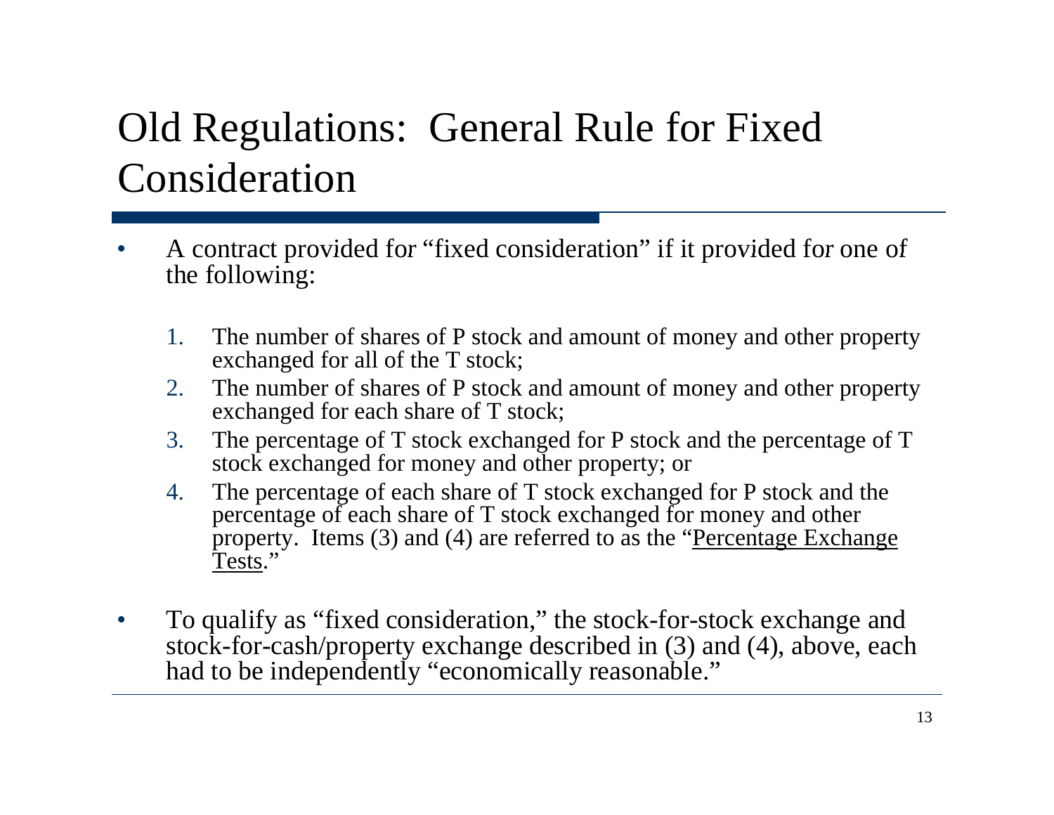# Old Regulations: General Rule for Fixed Consideration

- A contract provided for "fixed consideration" if it provided for one of the following:

  1. The number of shares of P stock and amount of money and other property exchanged for all of the T stock;
  2. The number of shares of P stock and amount of money and other property exchanged for each share of T stock;
  3. The percentage of T stock exchanged for P stock and the percentage of T stock exchanged for money and other property; or
  4. The percentage of each share of T stock exchanged for P stock and the percentage of each share of T stock exchanged for money and other property. Items (3) and (4) are referred to as the "<u>Percentage Exchange Tests</u>."

- To qualify as "fixed consideration," the stock-for-stock exchange and stock-for-cash/property exchange described in (3) and (4), above, each had to be independently "economically reasonable."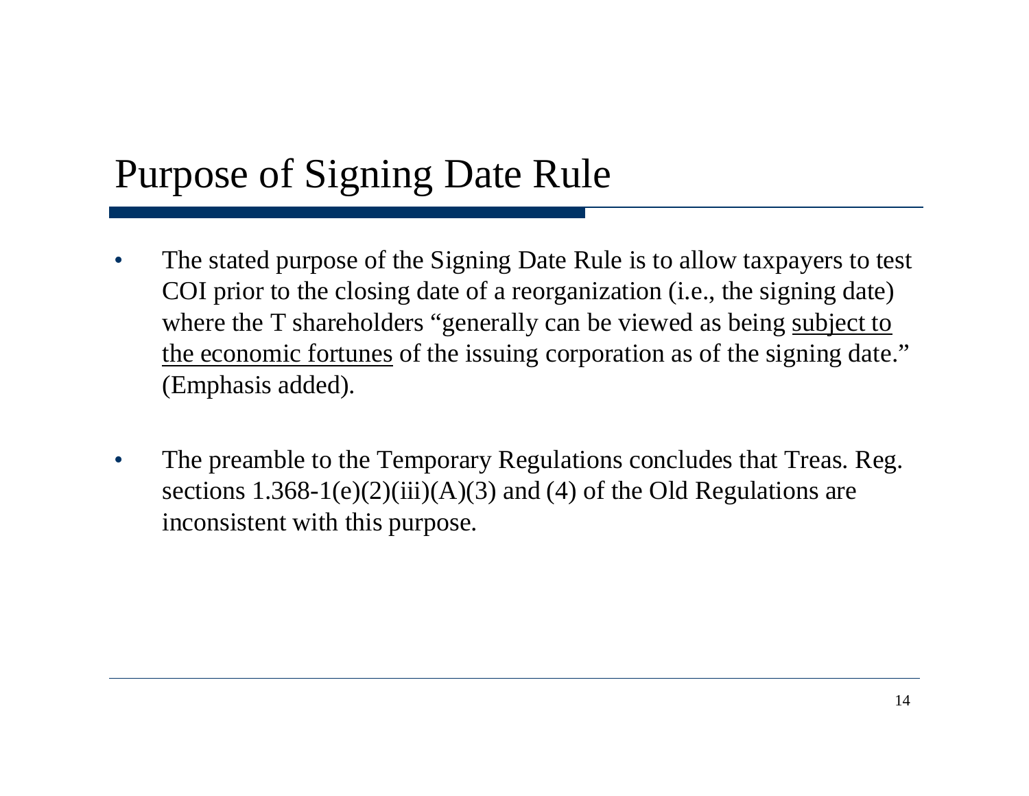# Purpose of Signing Date Rule

- The stated purpose of the Signing Date Rule is to allow taxpayers to test COI prior to the closing date of a reorganization (i.e., the signing date) where the T shareholders "generally can be viewed as being <u>subject to the economic fortunes</u> of the issuing corporation as of the signing date." (Emphasis added).

- The preamble to the Temporary Regulations concludes that Treas. Reg. sections 1.368-1(e)(2)(iii)(A)(3) and (4) of the Old Regulations are inconsistent with this purpose.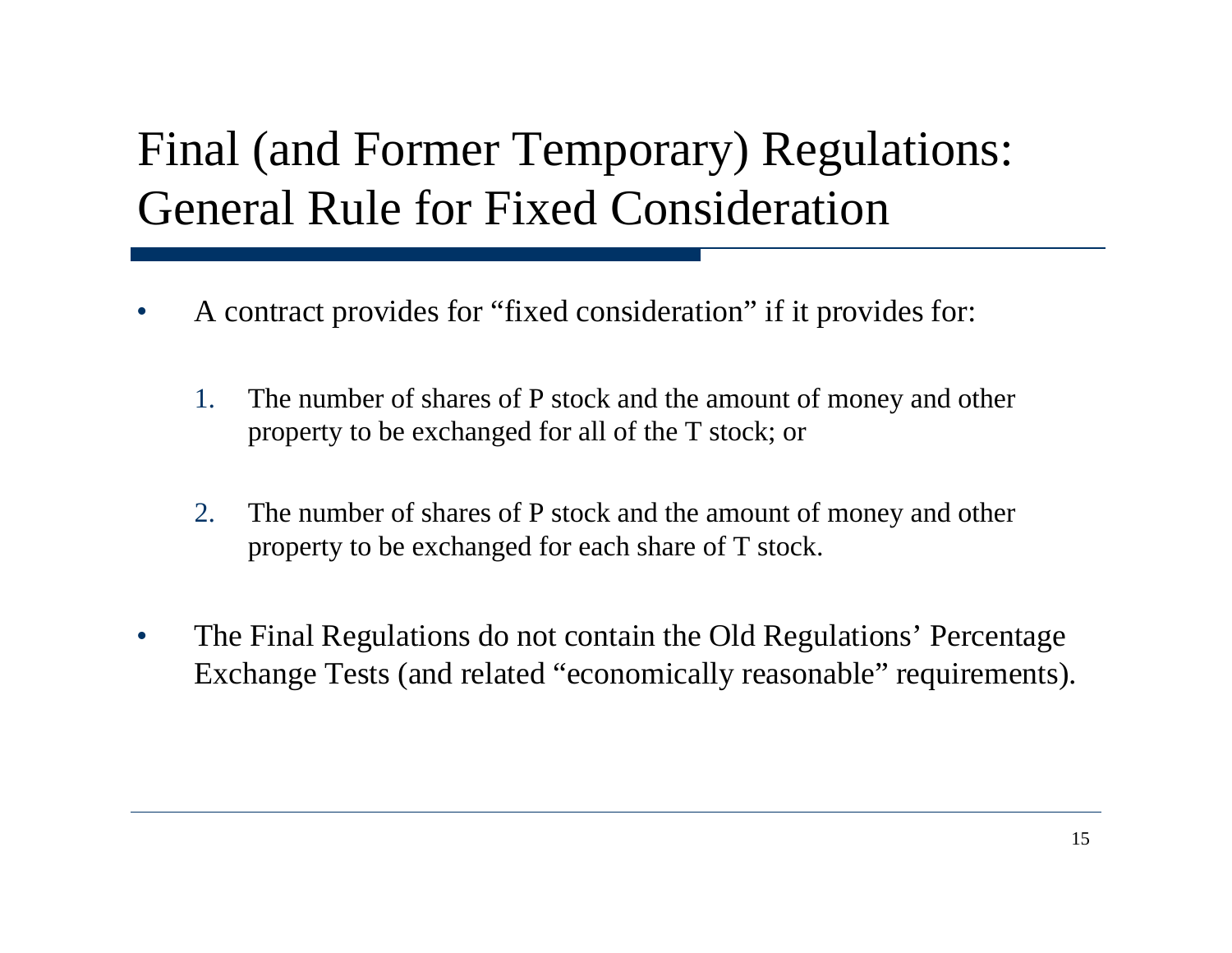# Final (and Former Temporary) Regulations: General Rule for Fixed Consideration

- A contract provides for "fixed consideration" if it provides for:

  1. The number of shares of P stock and the amount of money and other property to be exchanged for all of the T stock; or

  2. The number of shares of P stock and the amount of money and other property to be exchanged for each share of T stock.

- The Final Regulations do not contain the Old Regulations' Percentage Exchange Tests (and related "economically reasonable" requirements).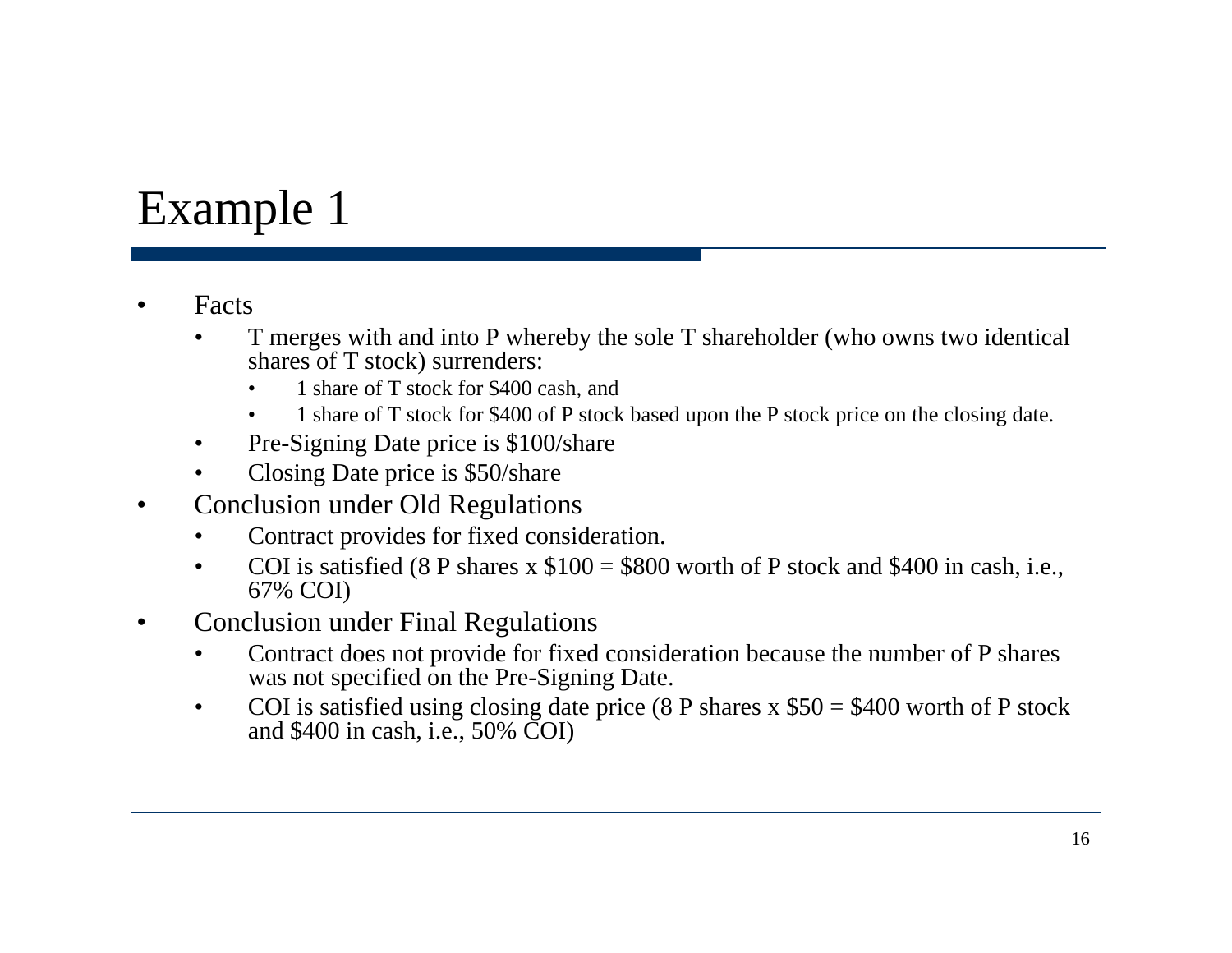# Example 1

- Facts
  - T merges with and into P whereby the sole T shareholder (who owns two identical shares of T stock) surrenders:
    - 1 share of T stock for $400 cash, and
    - 1 share of T stock for $400 of P stock based upon the P stock price on the closing date.
  - Pre-Signing Date price is $100/share
  - Closing Date price is $50/share
- Conclusion under Old Regulations
  - Contract provides for fixed consideration.
  - COI is satisfied (8 P shares x $100 = $800 worth of P stock and $400 in cash, i.e., 67% COI)
- Conclusion under Final Regulations
  - Contract does <u>not</u> provide for fixed consideration because the number of P shares was not specified on the Pre-Signing Date.
  - COI is satisfied using closing date price (8 P shares x $50 = $400 worth of P stock and $400 in cash, i.e., 50% COI)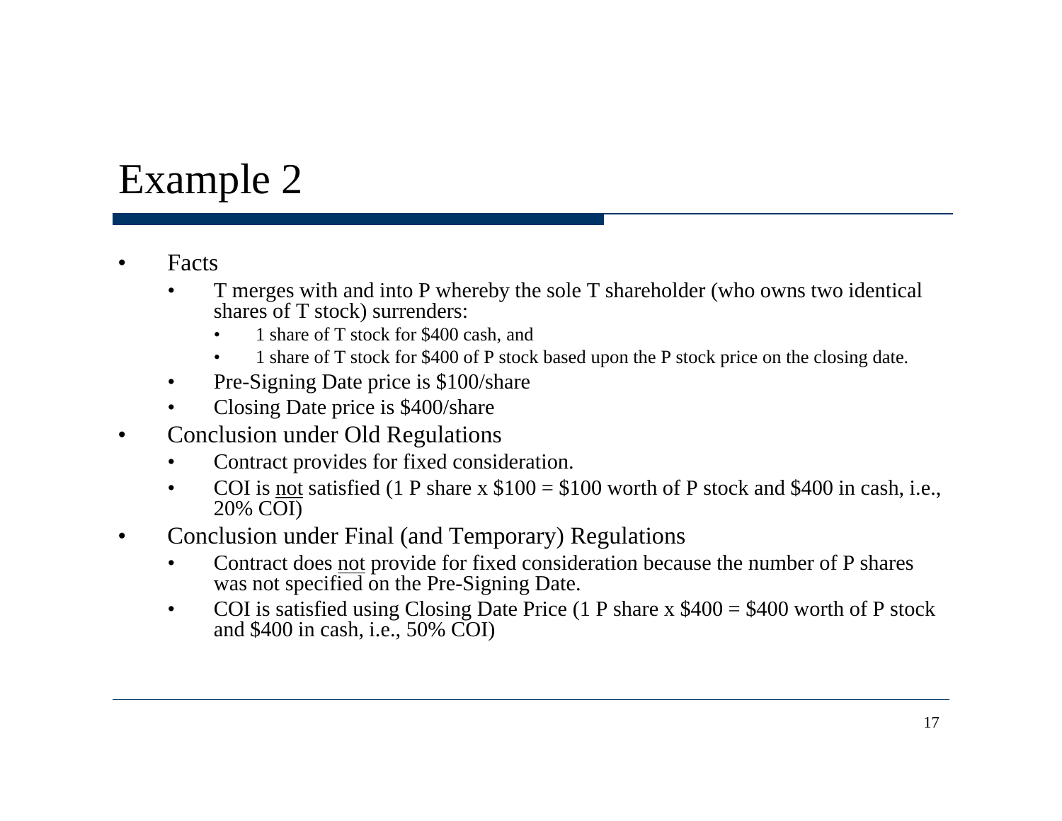# Example 2

- Facts
  - T merges with and into P whereby the sole T shareholder (who owns two identical shares of T stock) surrenders:
    - 1 share of T stock for $400 cash, and
    - 1 share of T stock for $400 of P stock based upon the P stock price on the closing date.
  - Pre-Signing Date price is $100/share
  - Closing Date price is $400/share
- Conclusion under Old Regulations
  - Contract provides for fixed consideration.
  - COI is <u>not</u> satisfied (1 P share x $100 = $100 worth of P stock and $400 in cash, i.e., 20% COI)
- Conclusion under Final (and Temporary) Regulations
  - Contract does <u>not</u> provide for fixed consideration because the number of P shares was not specified on the Pre-Signing Date.
  - COI is satisfied using Closing Date Price (1 P share x $400 = $400 worth of P stock and $400 in cash, i.e., 50% COI)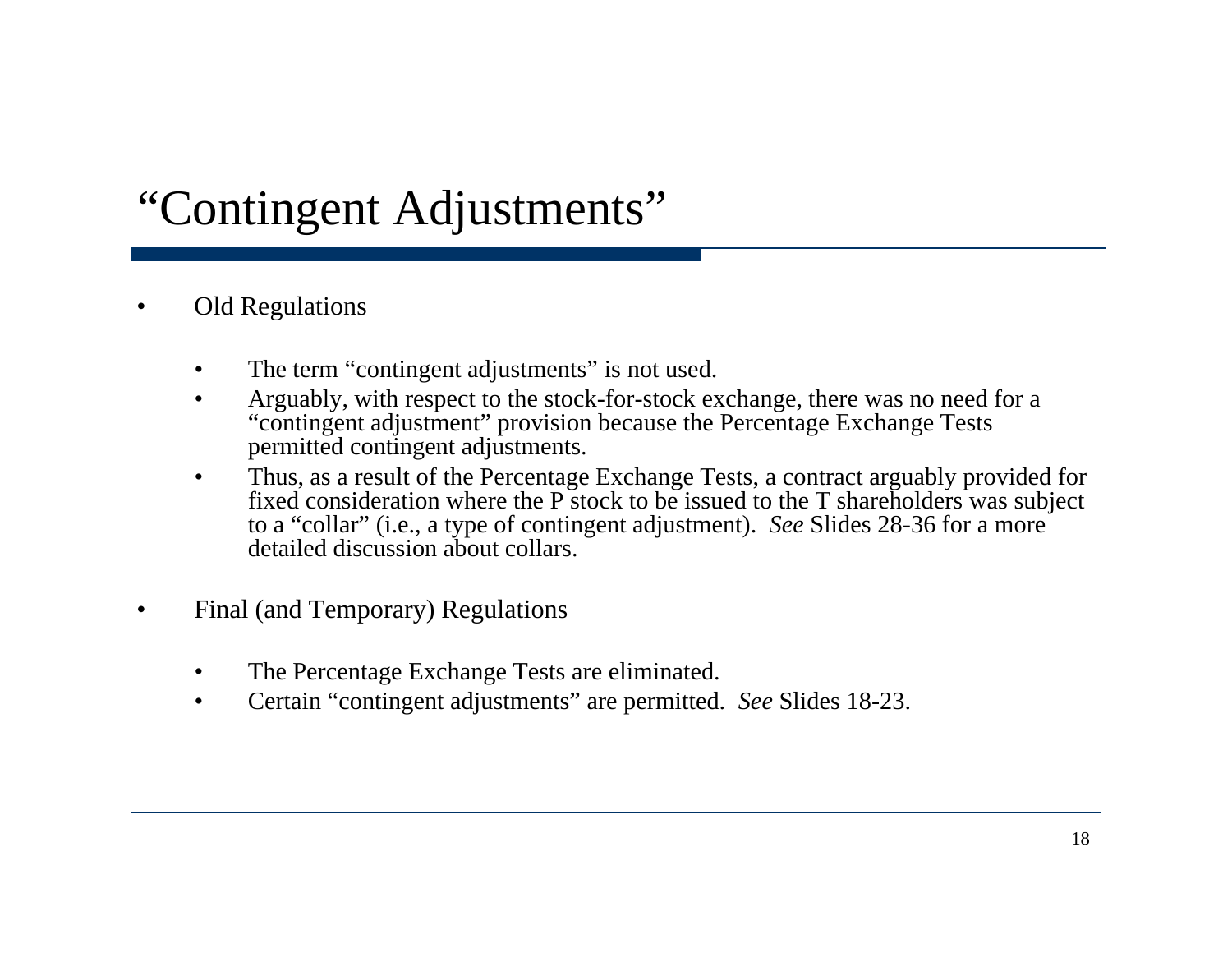# "Contingent Adjustments"

- Old Regulations
  - The term "contingent adjustments" is not used.
  - Arguably, with respect to the stock-for-stock exchange, there was no need for a "contingent adjustment" provision because the Percentage Exchange Tests permitted contingent adjustments.
  - Thus, as a result of the Percentage Exchange Tests, a contract arguably provided for fixed consideration where the P stock to be issued to the T shareholders was subject to a "collar" (i.e., a type of contingent adjustment). *See* Slides 28-36 for a more detailed discussion about collars.
- Final (and Temporary) Regulations
  - The Percentage Exchange Tests are eliminated.
  - Certain "contingent adjustments" are permitted. *See* Slides 18-23.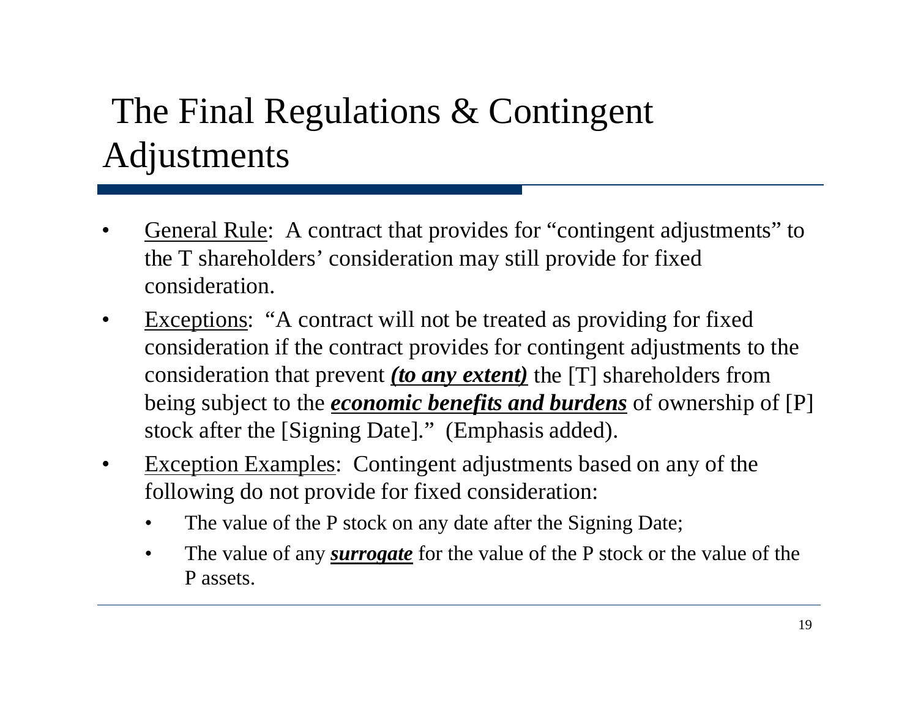# The Final Regulations & Contingent Adjustments

- General Rule: A contract that provides for "contingent adjustments" to the T shareholders' consideration may still provide for fixed consideration.
- Exceptions: "A contract will not be treated as providing for fixed consideration if the contract provides for contingent adjustments to the consideration that prevent ***(to any extent)*** the [T] shareholders from being subject to the ***economic benefits and burdens*** of ownership of [P] stock after the [Signing Date]." (Emphasis added).
- Exception Examples: Contingent adjustments based on any of the following do not provide for fixed consideration:
  - The value of the P stock on any date after the Signing Date;
  - The value of any ***surrogate*** for the value of the P stock or the value of the P assets.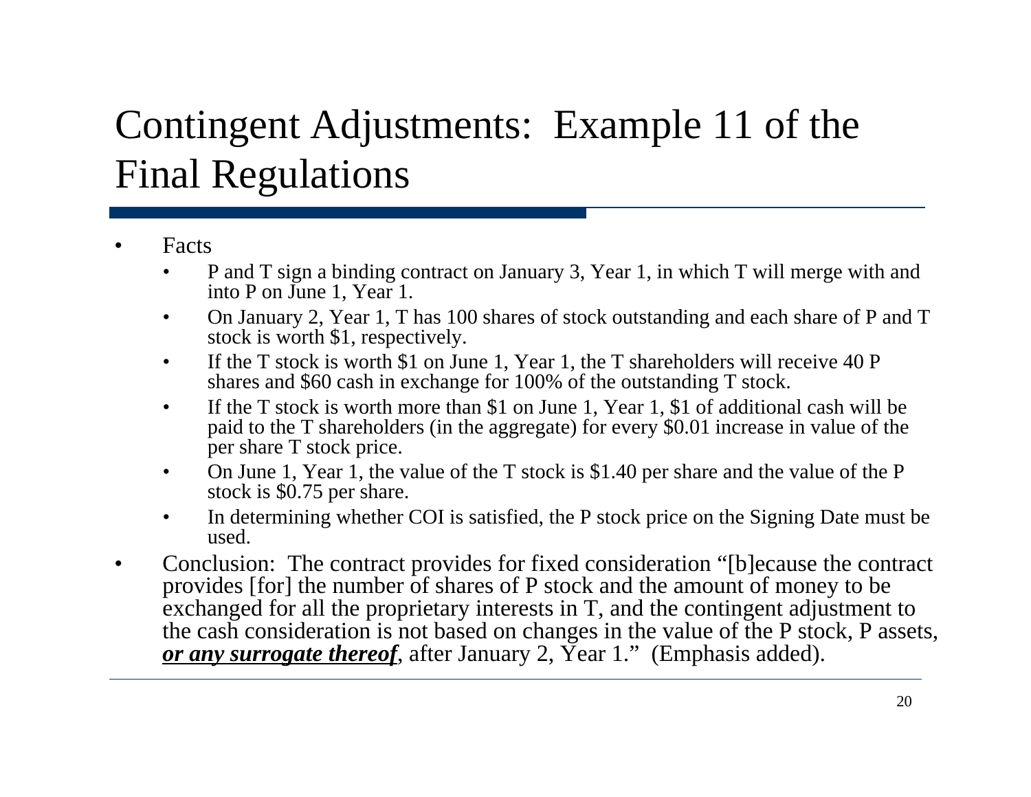# Contingent Adjustments: Example 11 of the Final Regulations

- Facts
  - P and T sign a binding contract on January 3, Year 1, in which T will merge with and into P on June 1, Year 1.
  - On January 2, Year 1, T has 100 shares of stock outstanding and each share of P and T stock is worth $1, respectively.
  - If the T stock is worth $1 on June 1, Year 1, the T shareholders will receive 40 P shares and $60 cash in exchange for 100% of the outstanding T stock.
  - If the T stock is worth more than $1 on June 1, Year 1, $1 of additional cash will be paid to the T shareholders (in the aggregate) for every $0.01 increase in value of the per share T stock price.
  - On June 1, Year 1, the value of the T stock is $1.40 per share and the value of the P stock is $0.75 per share.
  - In determining whether COI is satisfied, the P stock price on the Signing Date must be used.
- Conclusion: The contract provides for fixed consideration "[b]ecause the contract provides [for] the number of shares of P stock and the amount of money to be exchanged for all the proprietary interests in T, and the contingent adjustment to the cash consideration is not based on changes in the value of the P stock, P assets, ***or any surrogate thereof***, after January 2, Year 1." (Emphasis added).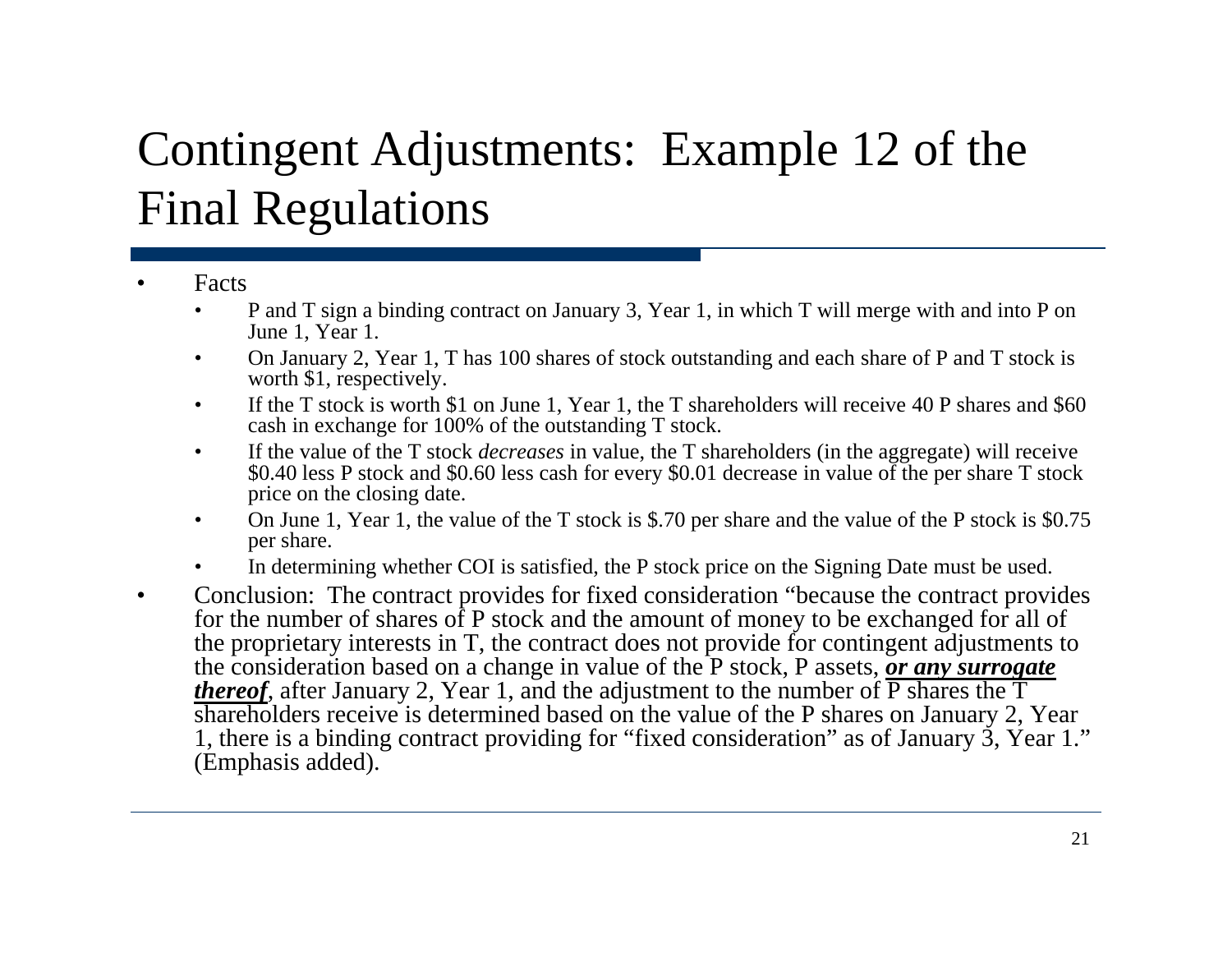# Contingent Adjustments: Example 12 of the Final Regulations

- Facts
  - P and T sign a binding contract on January 3, Year 1, in which T will merge with and into P on June 1, Year 1.
  - On January 2, Year 1, T has 100 shares of stock outstanding and each share of P and T stock is worth $1, respectively.
  - If the T stock is worth $1 on June 1, Year 1, the T shareholders will receive 40 P shares and $60 cash in exchange for 100% of the outstanding T stock.
  - If the value of the T stock *decreases* in value, the T shareholders (in the aggregate) will receive $0.40 less P stock and $0.60 less cash for every $0.01 decrease in value of the per share T stock price on the closing date.
  - On June 1, Year 1, the value of the T stock is $.70 per share and the value of the P stock is $0.75 per share.
  - In determining whether COI is satisfied, the P stock price on the Signing Date must be used.
- Conclusion: The contract provides for fixed consideration "because the contract provides for the number of shares of P stock and the amount of money to be exchanged for all of the proprietary interests in T, the contract does not provide for contingent adjustments to the consideration based on a change in value of the P stock, P assets, ***or any surrogate thereof***, after January 2, Year 1, and the adjustment to the number of P shares the T shareholders receive is determined based on the value of the P shares on January 2, Year 1, there is a binding contract providing for "fixed consideration" as of January 3, Year 1." (Emphasis added).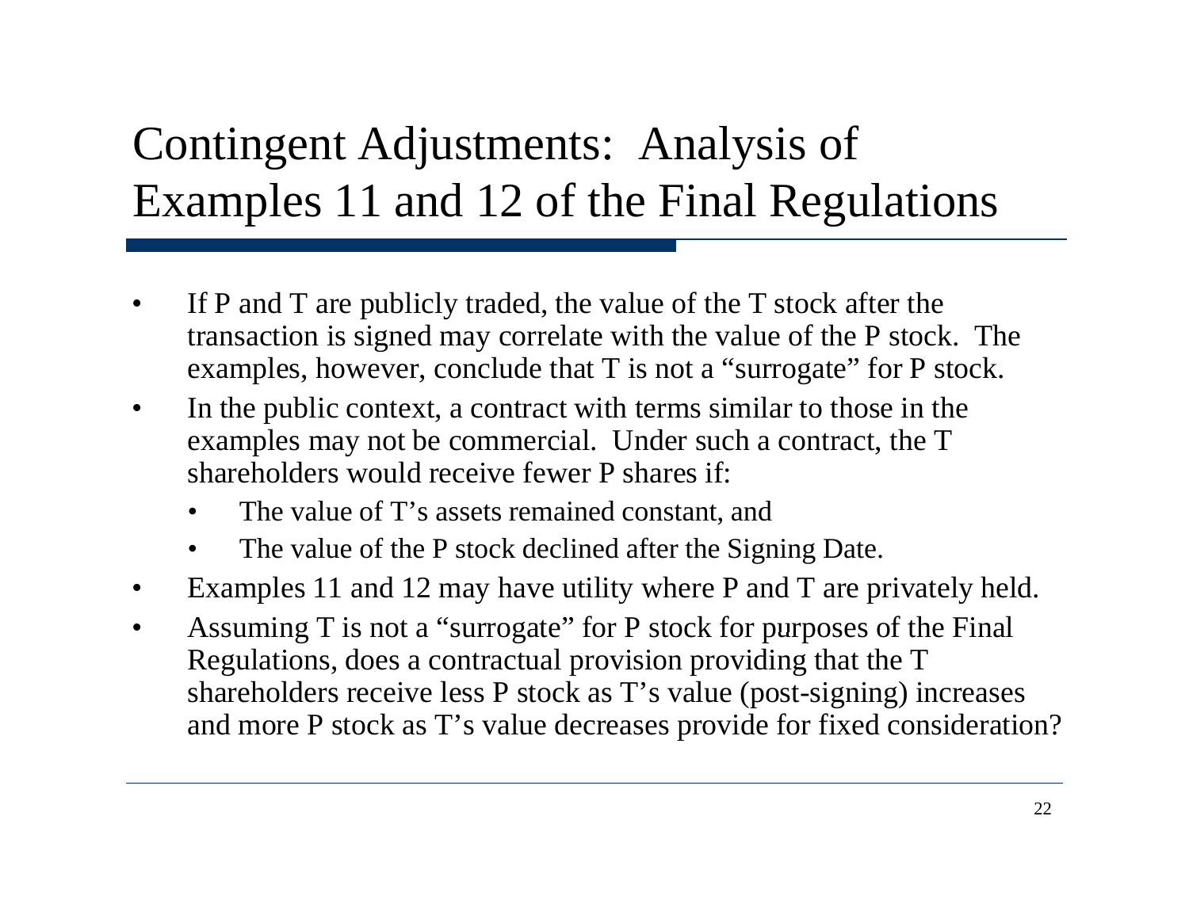# Contingent Adjustments: Analysis of Examples 11 and 12 of the Final Regulations

- If P and T are publicly traded, the value of the T stock after the transaction is signed may correlate with the value of the P stock. The examples, however, conclude that T is not a "surrogate" for P stock.
- In the public context, a contract with terms similar to those in the examples may not be commercial. Under such a contract, the T shareholders would receive fewer P shares if:
  - The value of T's assets remained constant, and
  - The value of the P stock declined after the Signing Date.
- Examples 11 and 12 may have utility where P and T are privately held.
- Assuming T is not a "surrogate" for P stock for purposes of the Final Regulations, does a contractual provision providing that the T shareholders receive less P stock as T's value (post-signing) increases and more P stock as T's value decreases provide for fixed consideration?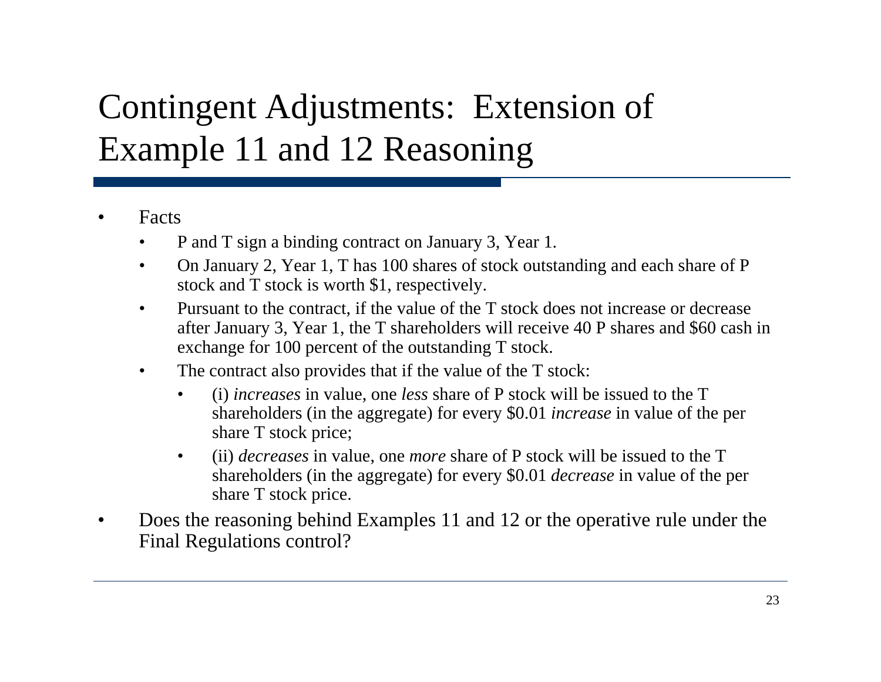# Contingent Adjustments: Extension of Example 11 and 12 Reasoning

- Facts
  - P and T sign a binding contract on January 3, Year 1.
  - On January 2, Year 1, T has 100 shares of stock outstanding and each share of P stock and T stock is worth $1, respectively.
  - Pursuant to the contract, if the value of the T stock does not increase or decrease after January 3, Year 1, the T shareholders will receive 40 P shares and $60 cash in exchange for 100 percent of the outstanding T stock.
  - The contract also provides that if the value of the T stock:
    - (i) *increases* in value, one *less* share of P stock will be issued to the T shareholders (in the aggregate) for every $0.01 *increase* in value of the per share T stock price;
    - (ii) *decreases* in value, one *more* share of P stock will be issued to the T shareholders (in the aggregate) for every $0.01 *decrease* in value of the per share T stock price.
- Does the reasoning behind Examples 11 and 12 or the operative rule under the Final Regulations control?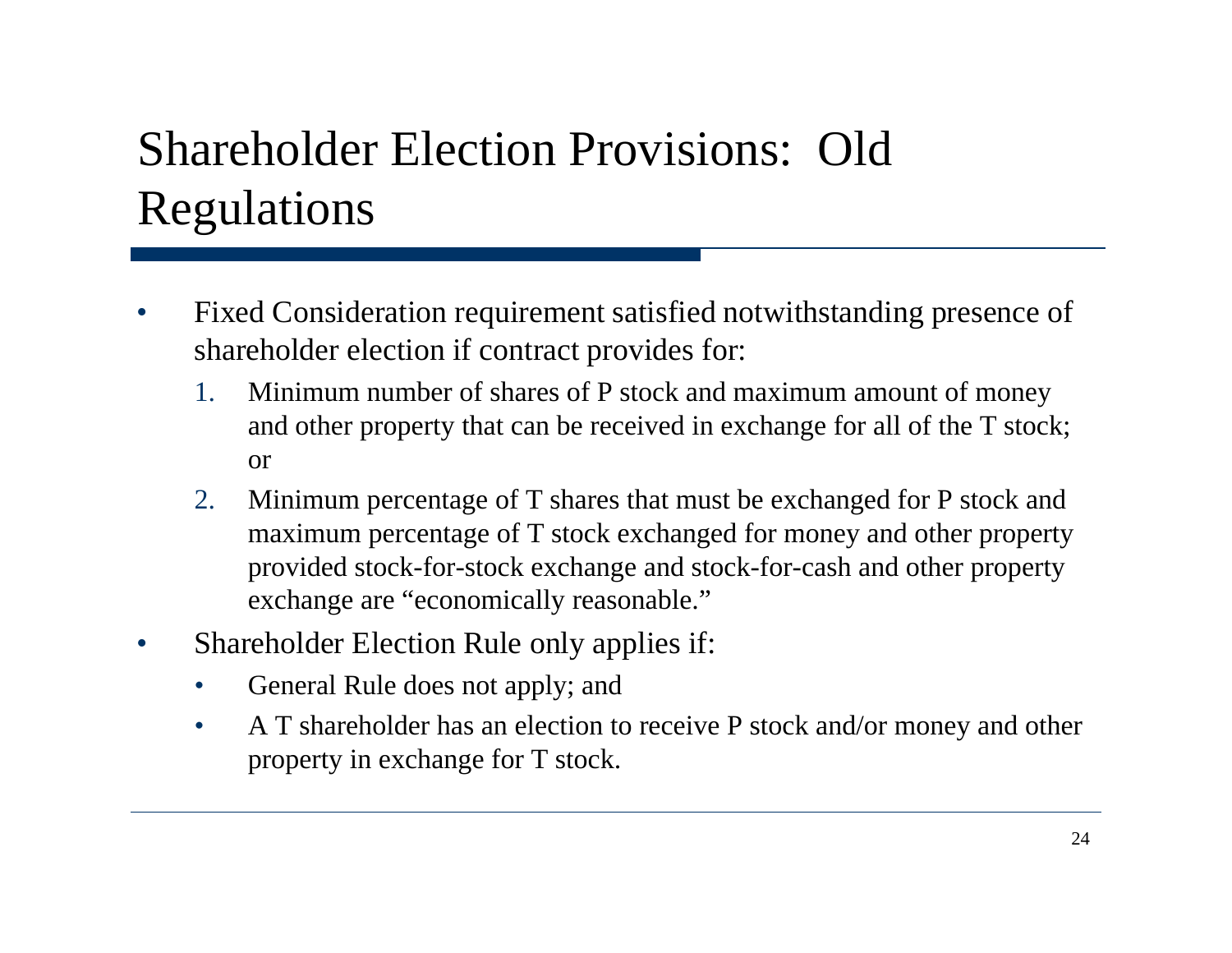# Shareholder Election Provisions: Old Regulations

- Fixed Consideration requirement satisfied notwithstanding presence of shareholder election if contract provides for:
  1. Minimum number of shares of P stock and maximum amount of money and other property that can be received in exchange for all of the T stock; or
  2. Minimum percentage of T shares that must be exchanged for P stock and maximum percentage of T stock exchanged for money and other property provided stock-for-stock exchange and stock-for-cash and other property exchange are "economically reasonable."
- Shareholder Election Rule only applies if:
  - General Rule does not apply; and
  - A T shareholder has an election to receive P stock and/or money and other property in exchange for T stock.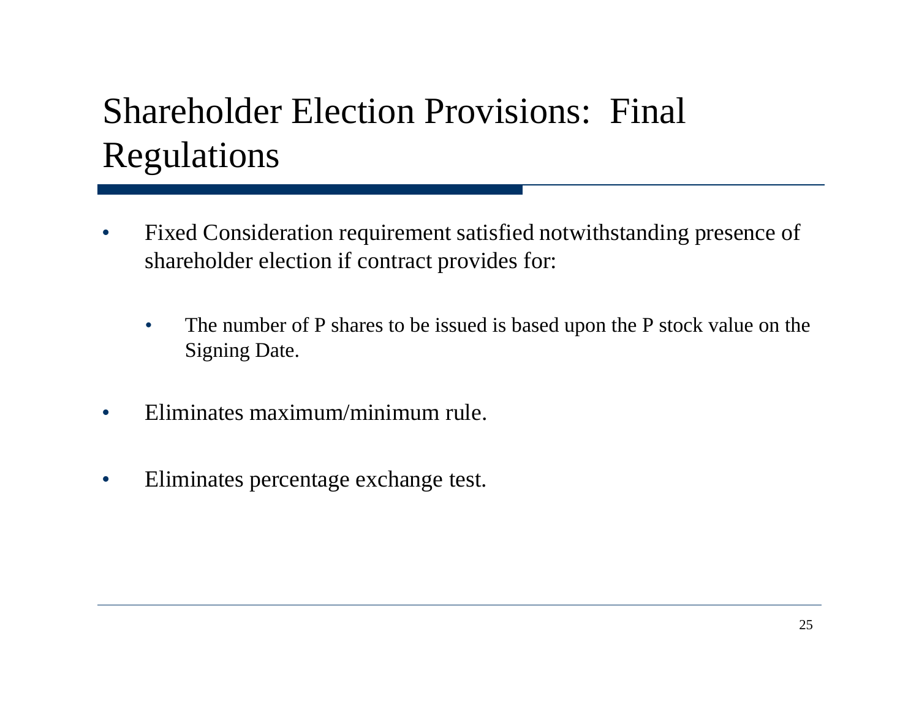# Shareholder Election Provisions: Final Regulations

- Fixed Consideration requirement satisfied notwithstanding presence of shareholder election if contract provides for:
  - The number of P shares to be issued is based upon the P stock value on the Signing Date.
- Eliminates maximum/minimum rule.
- Eliminates percentage exchange test.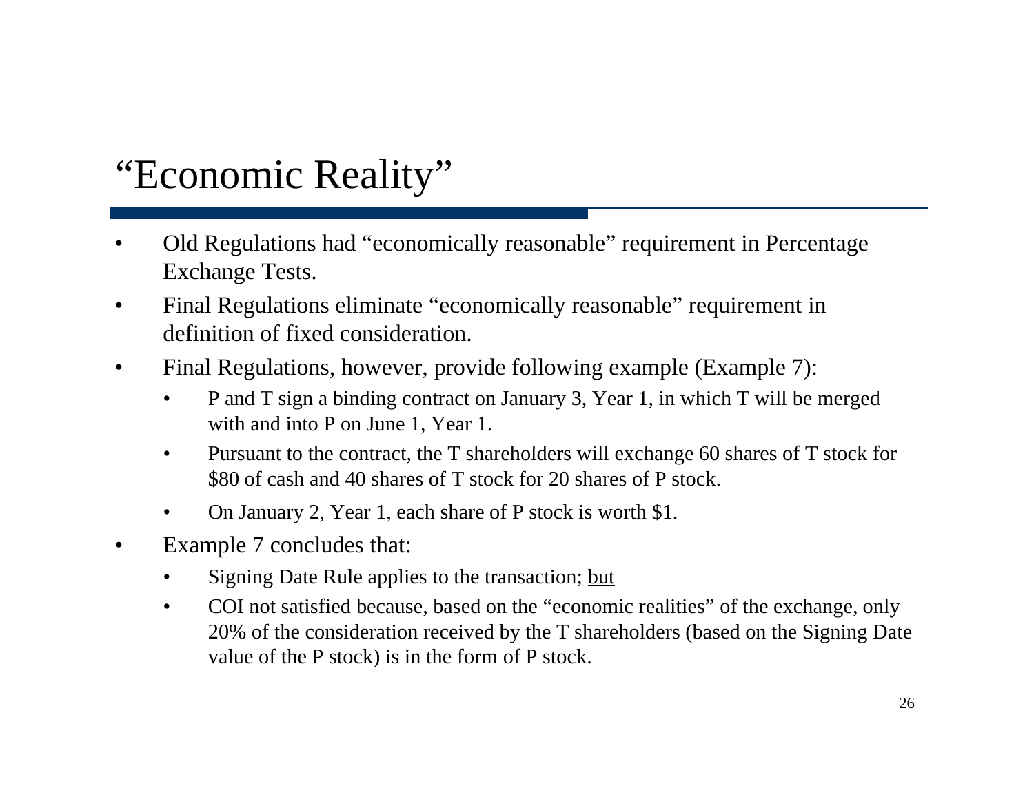# "Economic Reality"

- Old Regulations had "economically reasonable" requirement in Percentage Exchange Tests.
- Final Regulations eliminate "economically reasonable" requirement in definition of fixed consideration.
- Final Regulations, however, provide following example (Example 7):
  - P and T sign a binding contract on January 3, Year 1, in which T will be merged with and into P on June 1, Year 1.
  - Pursuant to the contract, the T shareholders will exchange 60 shares of T stock for $80 of cash and 40 shares of T stock for 20 shares of P stock.
  - On January 2, Year 1, each share of P stock is worth $1.
- Example 7 concludes that:
  - Signing Date Rule applies to the transaction; <u>but</u>
  - COI not satisfied because, based on the "economic realities" of the exchange, only 20% of the consideration received by the T shareholders (based on the Signing Date value of the P stock) is in the form of P stock.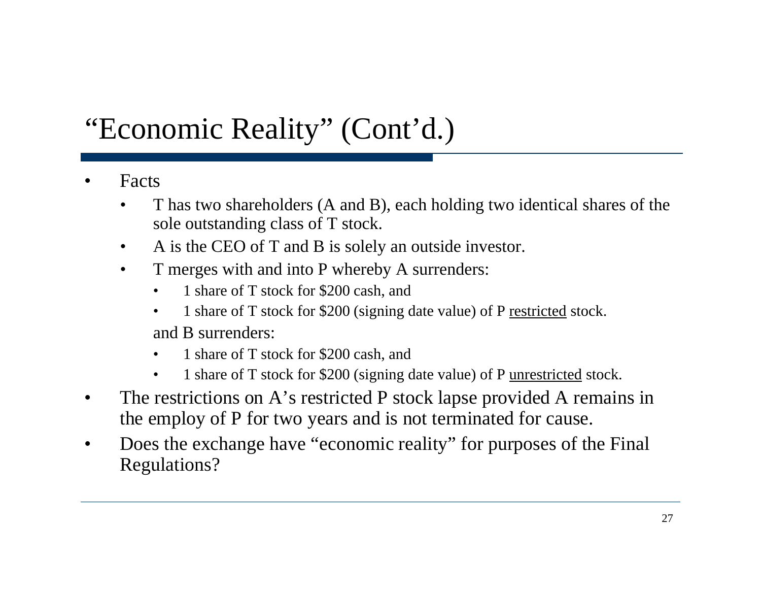# "Economic Reality" (Cont'd.)

- Facts
  - T has two shareholders (A and B), each holding two identical shares of the sole outstanding class of T stock.
  - A is the CEO of T and B is solely an outside investor.
  - T merges with and into P whereby A surrenders:
    - 1 share of T stock for $200 cash, and
    - 1 share of T stock for $200 (signing date value) of P <u>restricted</u> stock.

    and B surrenders:
    - 1 share of T stock for $200 cash, and
    - 1 share of T stock for $200 (signing date value) of P <u>unrestricted</u> stock.
- The restrictions on A's restricted P stock lapse provided A remains in the employ of P for two years and is not terminated for cause.
- Does the exchange have "economic reality" for purposes of the Final Regulations?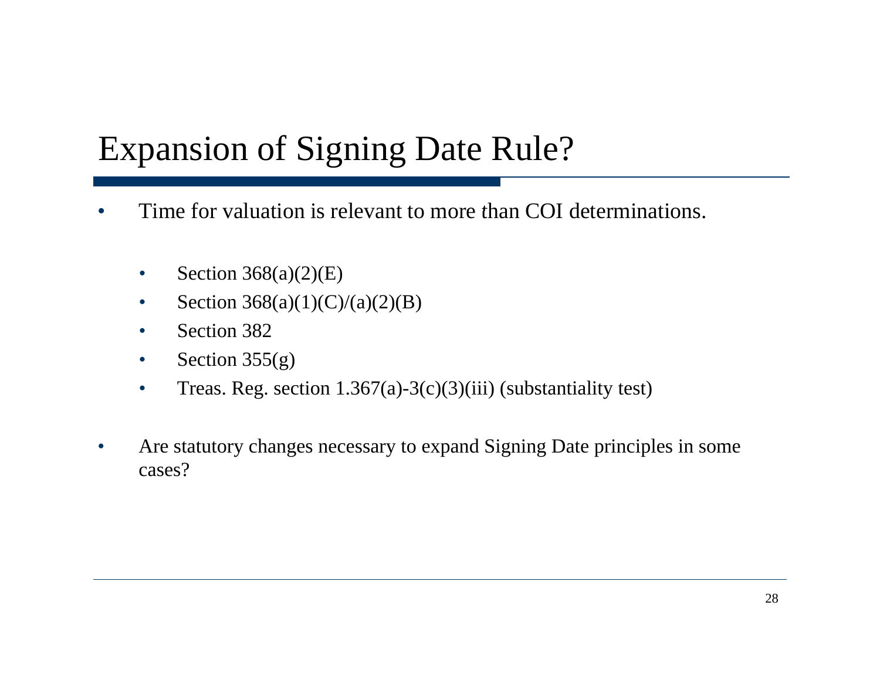# Expansion of Signing Date Rule?

- Time for valuation is relevant to more than COI determinations.
  - Section 368(a)(2)(E)
  - Section 368(a)(1)(C)/(a)(2)(B)
  - Section 382
  - Section 355(g)
  - Treas. Reg. section 1.367(a)-3(c)(3)(iii) (substantiality test)
- Are statutory changes necessary to expand Signing Date principles in some cases?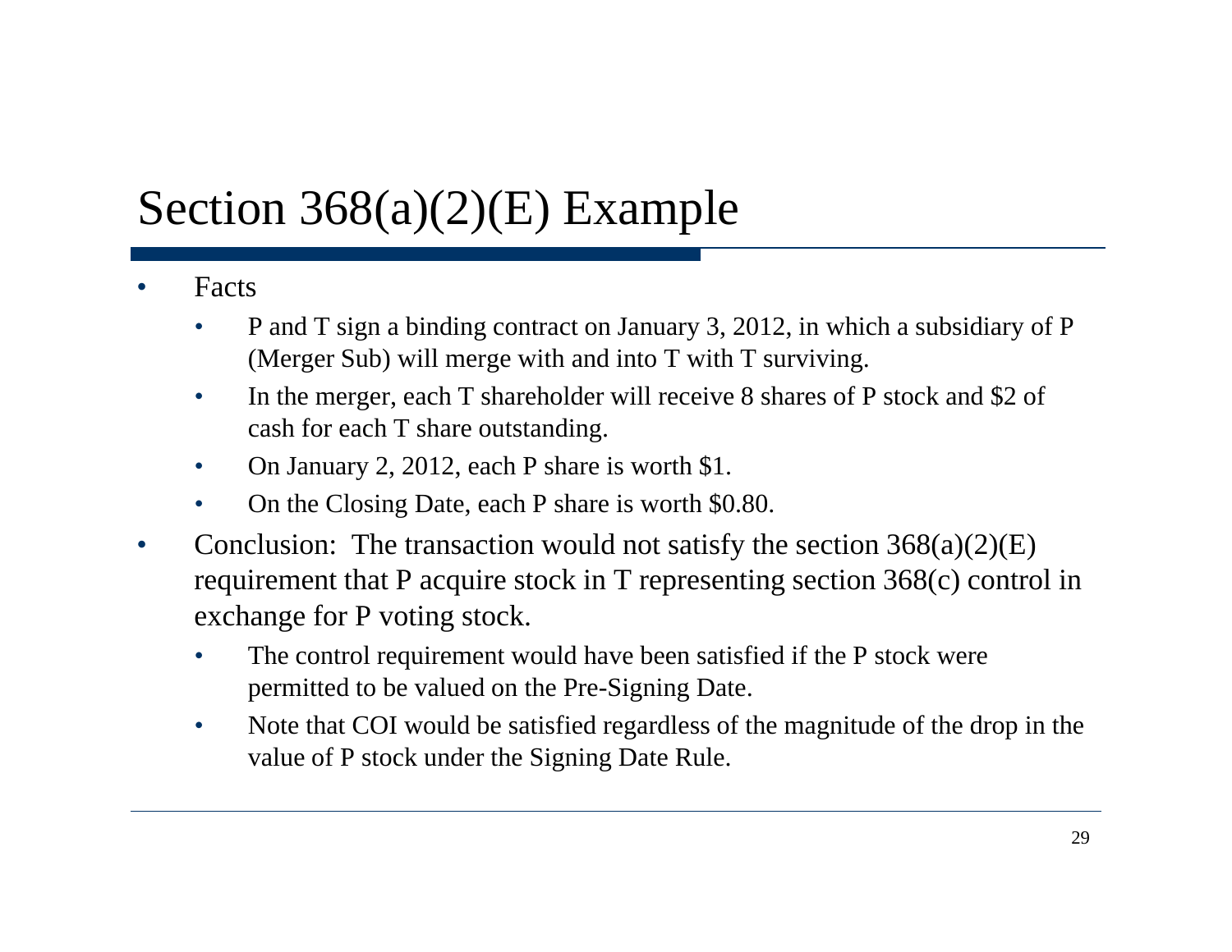# Section 368(a)(2)(E) Example

- Facts
  - P and T sign a binding contract on January 3, 2012, in which a subsidiary of P (Merger Sub) will merge with and into T with T surviving.
  - In the merger, each T shareholder will receive 8 shares of P stock and $2 of cash for each T share outstanding.
  - On January 2, 2012, each P share is worth $1.
  - On the Closing Date, each P share is worth $0.80.
- Conclusion: The transaction would not satisfy the section 368(a)(2)(E) requirement that P acquire stock in T representing section 368(c) control in exchange for P voting stock.
  - The control requirement would have been satisfied if the P stock were permitted to be valued on the Pre-Signing Date.
  - Note that COI would be satisfied regardless of the magnitude of the drop in the value of P stock under the Signing Date Rule.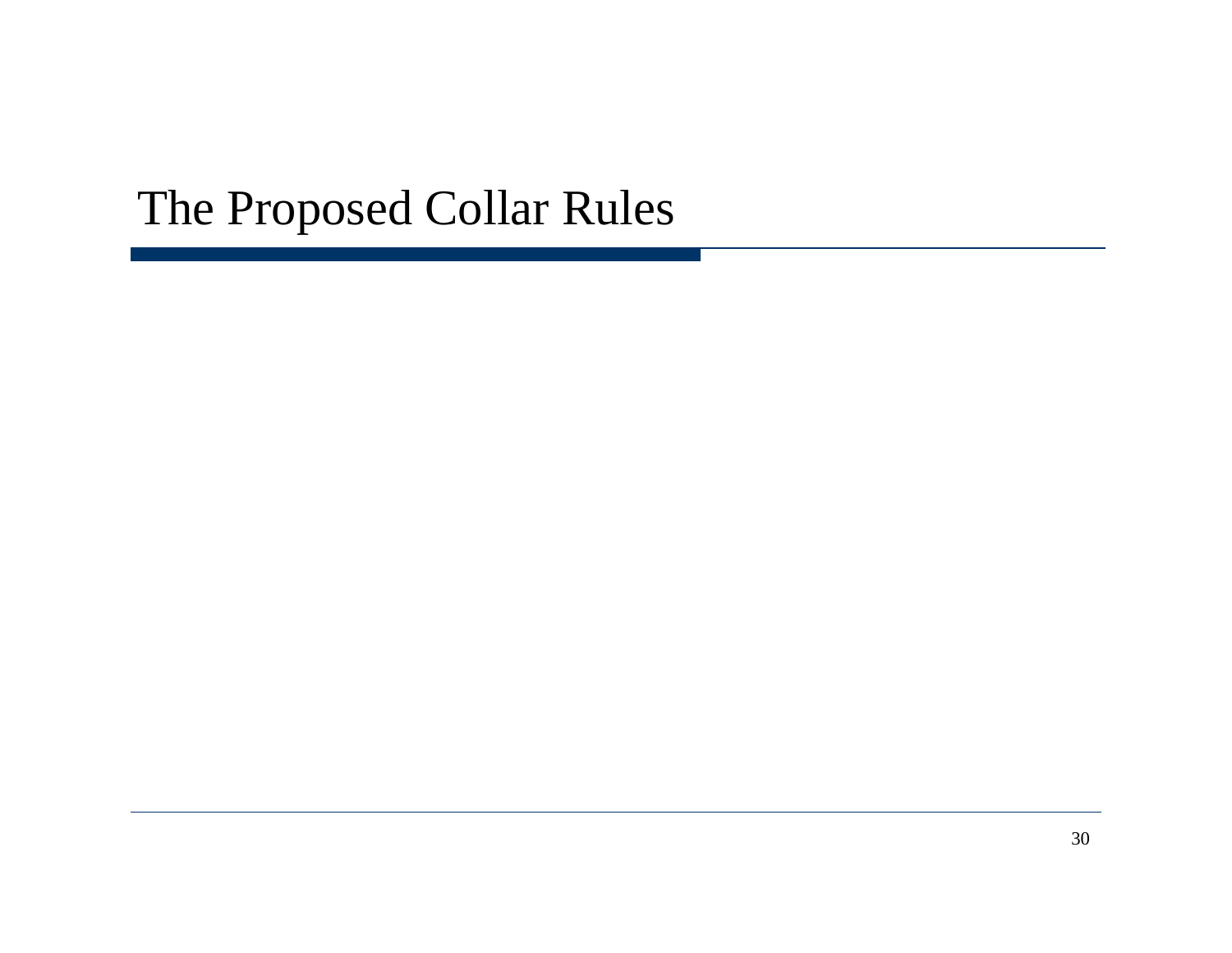# The Proposed Collar Rules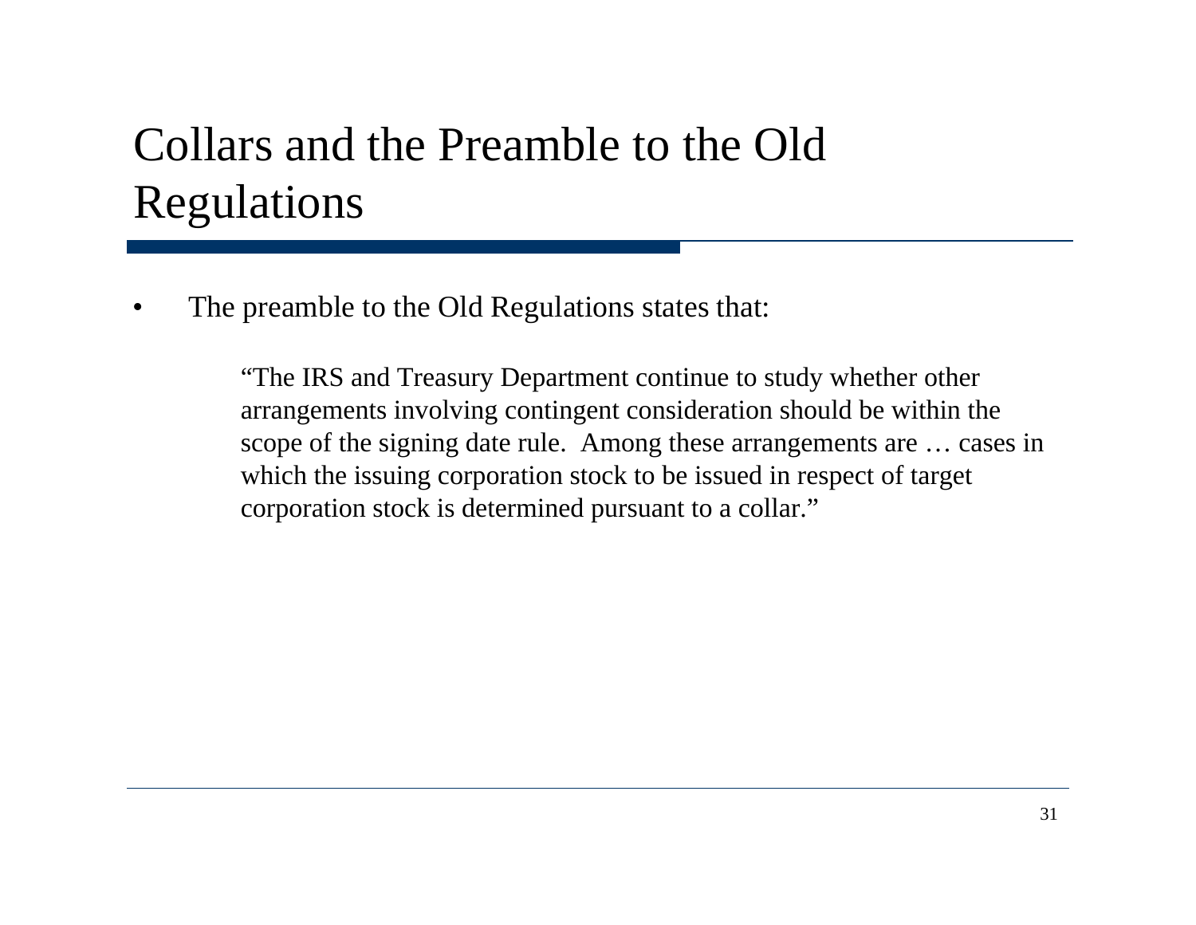# Collars and the Preamble to the Old Regulations

- The preamble to the Old Regulations states that:

> "The IRS and Treasury Department continue to study whether other arrangements involving contingent consideration should be within the scope of the signing date rule. Among these arrangements are … cases in which the issuing corporation stock to be issued in respect of target corporation stock is determined pursuant to a collar."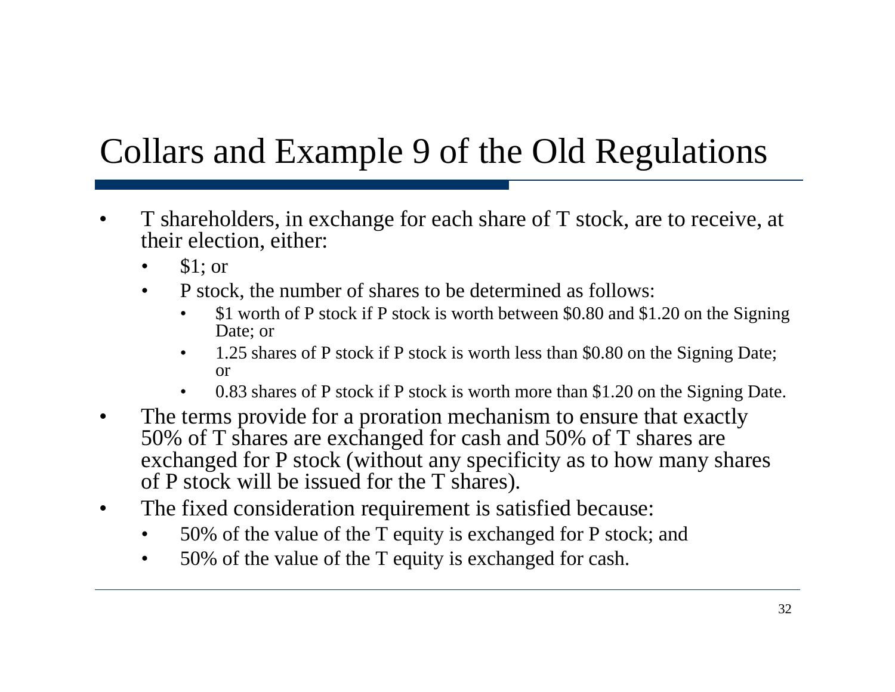# Collars and Example 9 of the Old Regulations

- T shareholders, in exchange for each share of T stock, are to receive, at their election, either:
  - $1; or
  - P stock, the number of shares to be determined as follows:
    - $1 worth of P stock if P stock is worth between $0.80 and $1.20 on the Signing Date; or
    - 1.25 shares of P stock if P stock is worth less than $0.80 on the Signing Date; or
    - 0.83 shares of P stock if P stock is worth more than $1.20 on the Signing Date.
- The terms provide for a proration mechanism to ensure that exactly 50% of T shares are exchanged for cash and 50% of T shares are exchanged for P stock (without any specificity as to how many shares of P stock will be issued for the T shares).
- The fixed consideration requirement is satisfied because:
  - 50% of the value of the T equity is exchanged for P stock; and
  - 50% of the value of the T equity is exchanged for cash.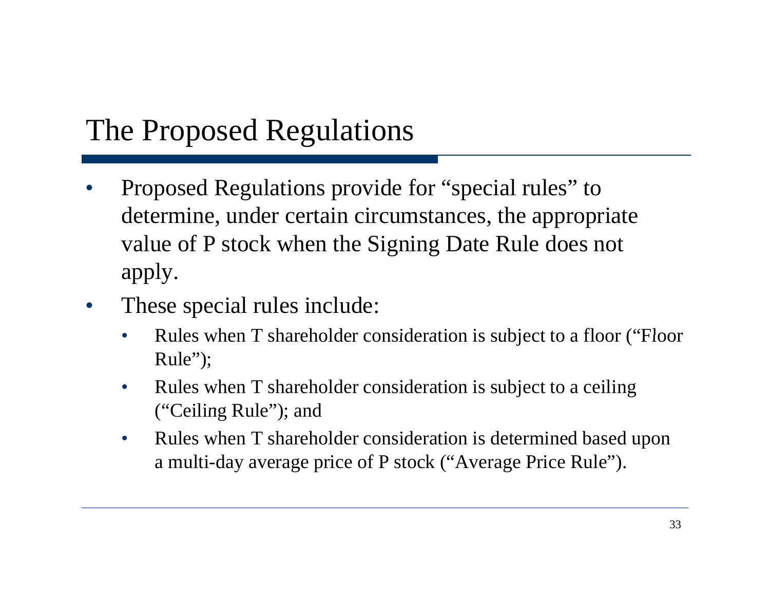# The Proposed Regulations

- Proposed Regulations provide for "special rules" to determine, under certain circumstances, the appropriate value of P stock when the Signing Date Rule does not apply.
- These special rules include:
  - Rules when T shareholder consideration is subject to a floor ("Floor Rule");
  - Rules when T shareholder consideration is subject to a ceiling ("Ceiling Rule"); and
  - Rules when T shareholder consideration is determined based upon a multi-day average price of P stock ("Average Price Rule").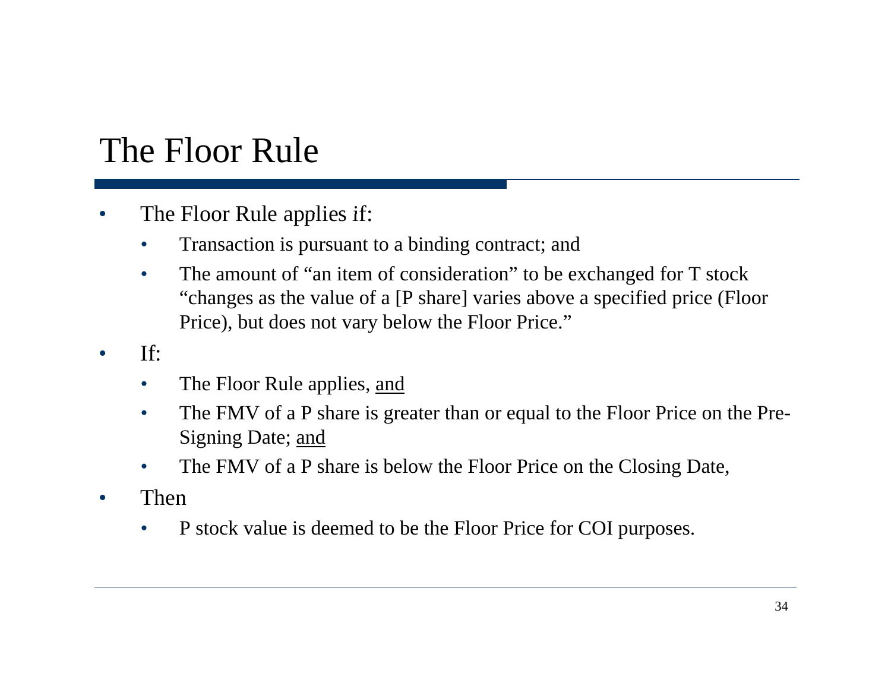# The Floor Rule

- The Floor Rule applies if:
  - Transaction is pursuant to a binding contract; and
  - The amount of "an item of consideration" to be exchanged for T stock "changes as the value of a [P share] varies above a specified price (Floor Price), but does not vary below the Floor Price."
- If:
  - The Floor Rule applies, <u>and</u>
  - The FMV of a P share is greater than or equal to the Floor Price on the Pre-Signing Date; <u>and</u>
  - The FMV of a P share is below the Floor Price on the Closing Date,
- Then
  - P stock value is deemed to be the Floor Price for COI purposes.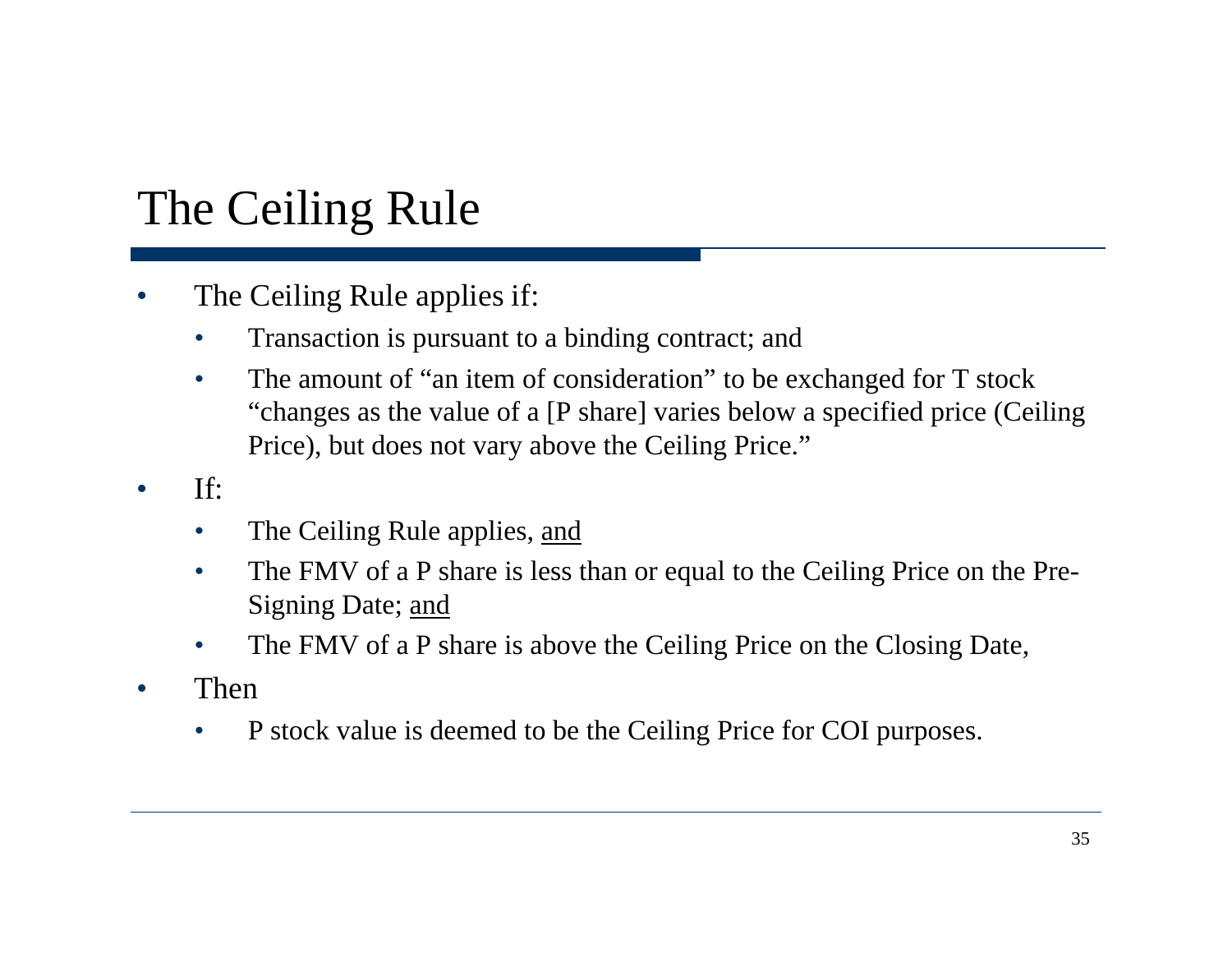# The Ceiling Rule

- The Ceiling Rule applies if:
  - Transaction is pursuant to a binding contract; and
  - The amount of "an item of consideration" to be exchanged for T stock "changes as the value of a [P share] varies below a specified price (Ceiling Price), but does not vary above the Ceiling Price."
- If:
  - The Ceiling Rule applies, <u>and</u>
  - The FMV of a P share is less than or equal to the Ceiling Price on the Pre-Signing Date; <u>and</u>
  - The FMV of a P share is above the Ceiling Price on the Closing Date,
- Then
  - P stock value is deemed to be the Ceiling Price for COI purposes.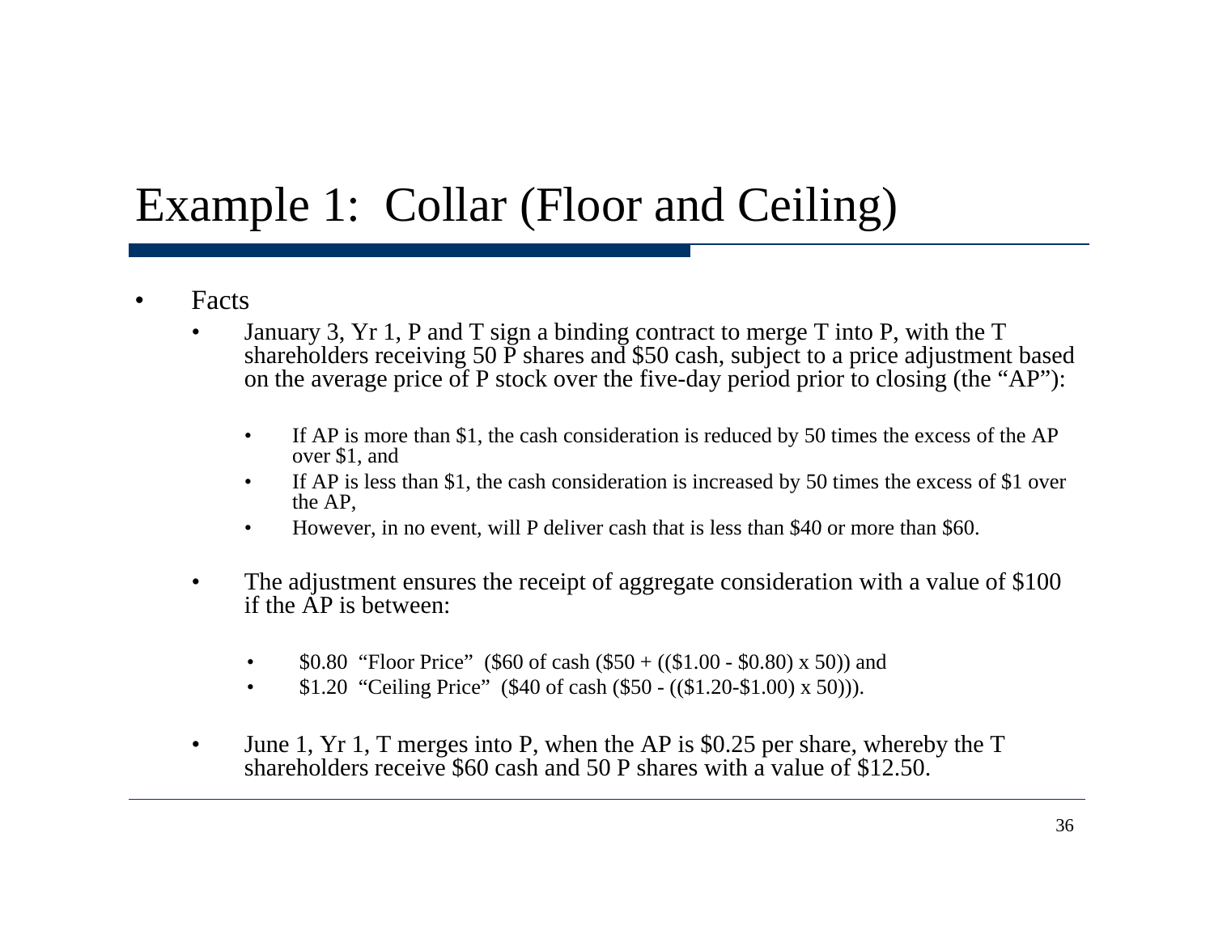# Example 1: Collar (Floor and Ceiling)

- Facts
  - January 3, Yr 1, P and T sign a binding contract to merge T into P, with the T shareholders receiving 50 P shares and $50 cash, subject to a price adjustment based on the average price of P stock over the five-day period prior to closing (the "AP"):
    - If AP is more than $1, the cash consideration is reduced by 50 times the excess of the AP over $1, and
    - If AP is less than $1, the cash consideration is increased by 50 times the excess of $1 over the AP,
    - However, in no event, will P deliver cash that is less than $40 or more than $60.
  - The adjustment ensures the receipt of aggregate consideration with a value of $100 if the AP is between:
    - $0.80 "Floor Price" ($60 of cash ($50 + (($1.00 - $0.80) x 50)) and
    - $1.20 "Ceiling Price" ($40 of cash ($50 - (($1.20-$1.00) x 50))).
  - June 1, Yr 1, T merges into P, when the AP is $0.25 per share, whereby the T shareholders receive $60 cash and 50 P shares with a value of $12.50.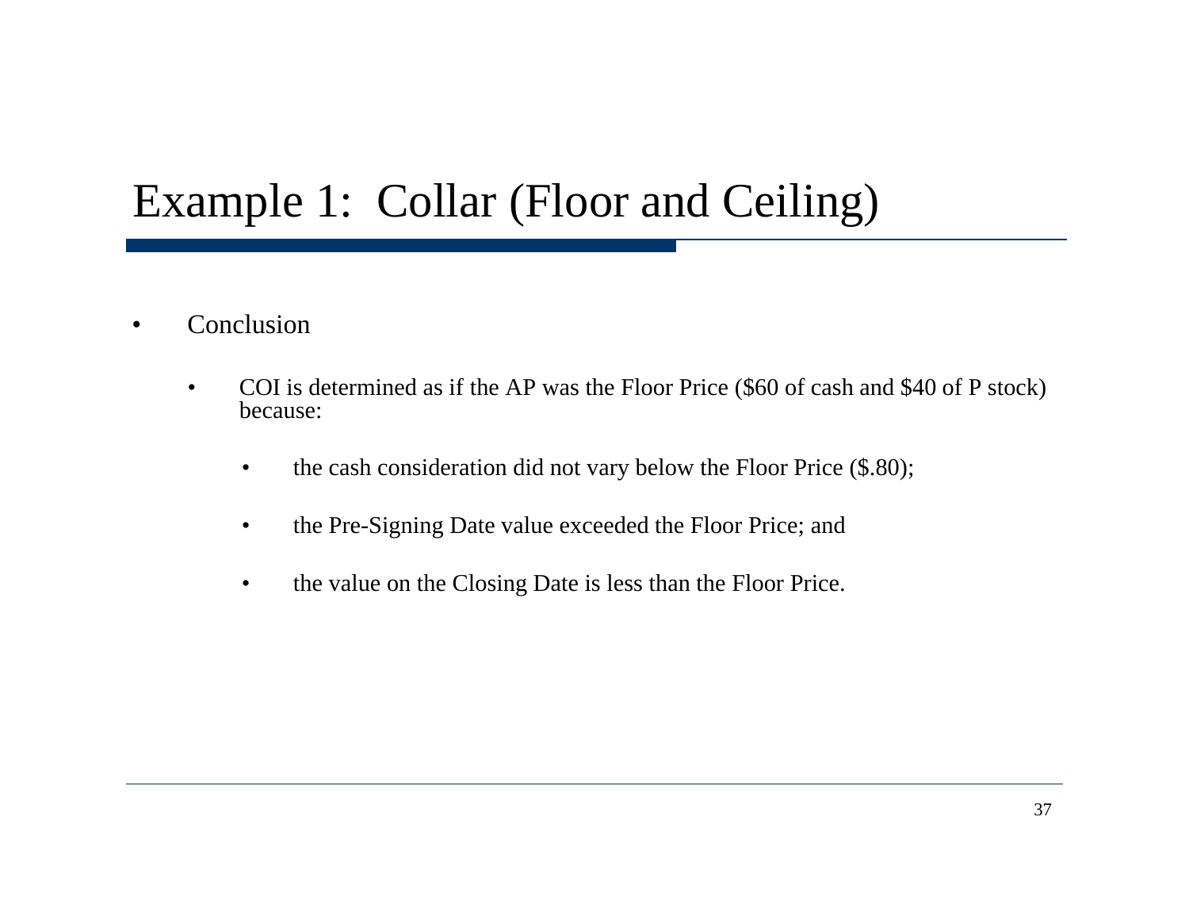# Example 1: Collar (Floor and Ceiling)

- Conclusion
  - COI is determined as if the AP was the Floor Price ($60 of cash and $40 of P stock) because:
    - the cash consideration did not vary below the Floor Price ($.80);
    - the Pre-Signing Date value exceeded the Floor Price; and
    - the value on the Closing Date is less than the Floor Price.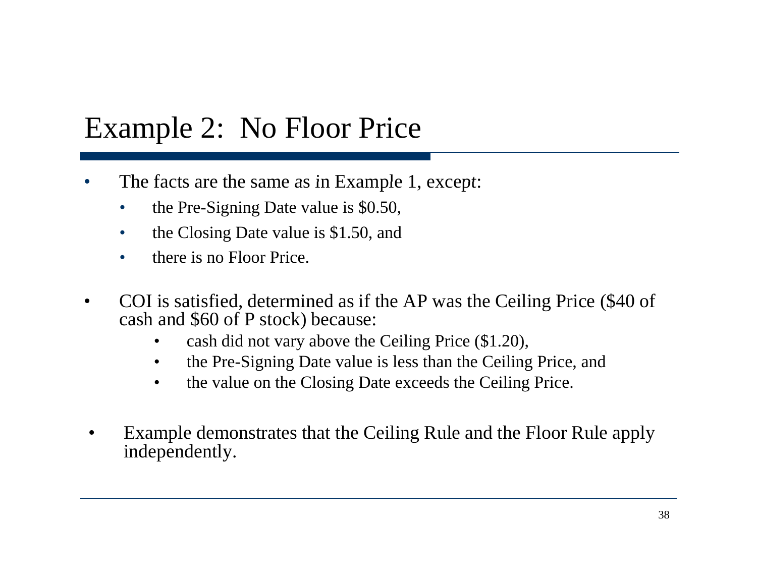# Example 2: No Floor Price

- The facts are the same as in Example 1, except:
  - the Pre-Signing Date value is $0.50,
  - the Closing Date value is $1.50, and
  - there is no Floor Price.
- COI is satisfied, determined as if the AP was the Ceiling Price ($40 of cash and $60 of P stock) because:
  - cash did not vary above the Ceiling Price ($1.20),
  - the Pre-Signing Date value is less than the Ceiling Price, and
  - the value on the Closing Date exceeds the Ceiling Price.
- Example demonstrates that the Ceiling Rule and the Floor Rule apply independently.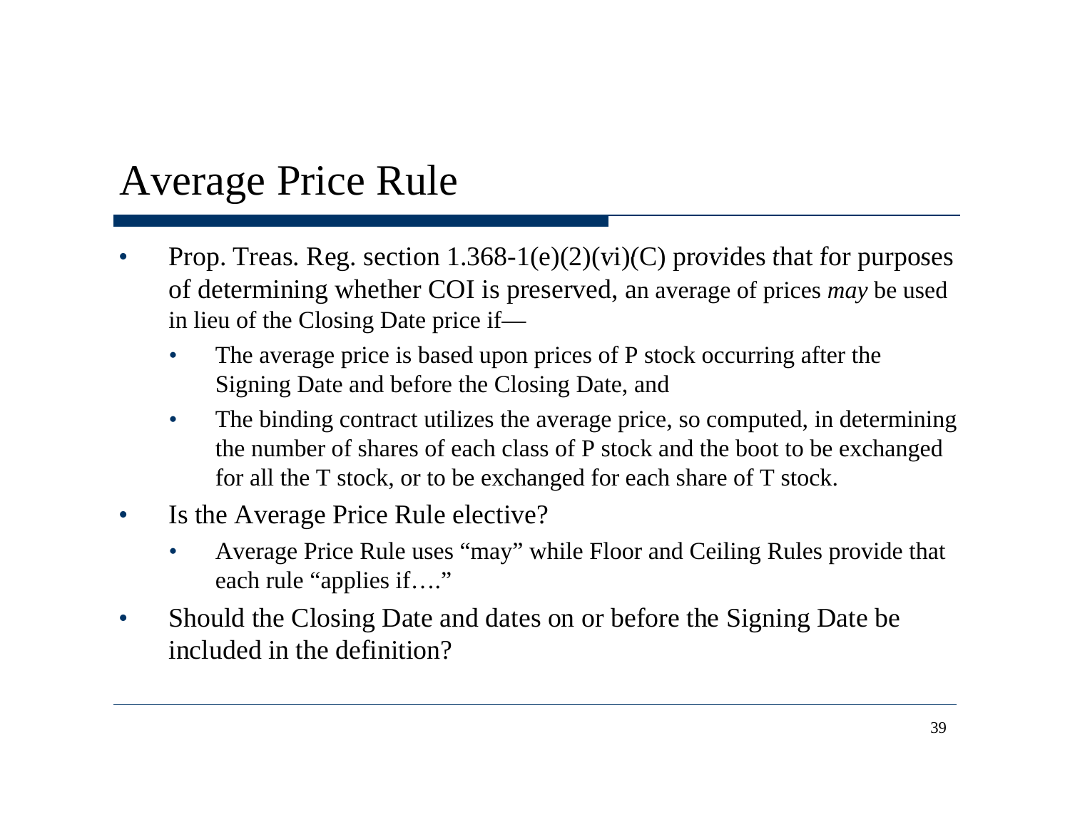# Average Price Rule

- Prop. Treas. Reg. section 1.368-1(e)(2)(vi)(C) provides that for purposes of determining whether COI is preserved, an average of prices *may* be used in lieu of the Closing Date price if—
  - The average price is based upon prices of P stock occurring after the Signing Date and before the Closing Date, and
  - The binding contract utilizes the average price, so computed, in determining the number of shares of each class of P stock and the boot to be exchanged for all the T stock, or to be exchanged for each share of T stock.
- Is the Average Price Rule elective?
  - Average Price Rule uses “may” while Floor and Ceiling Rules provide that each rule “applies if….”
- Should the Closing Date and dates on or before the Signing Date be included in the definition?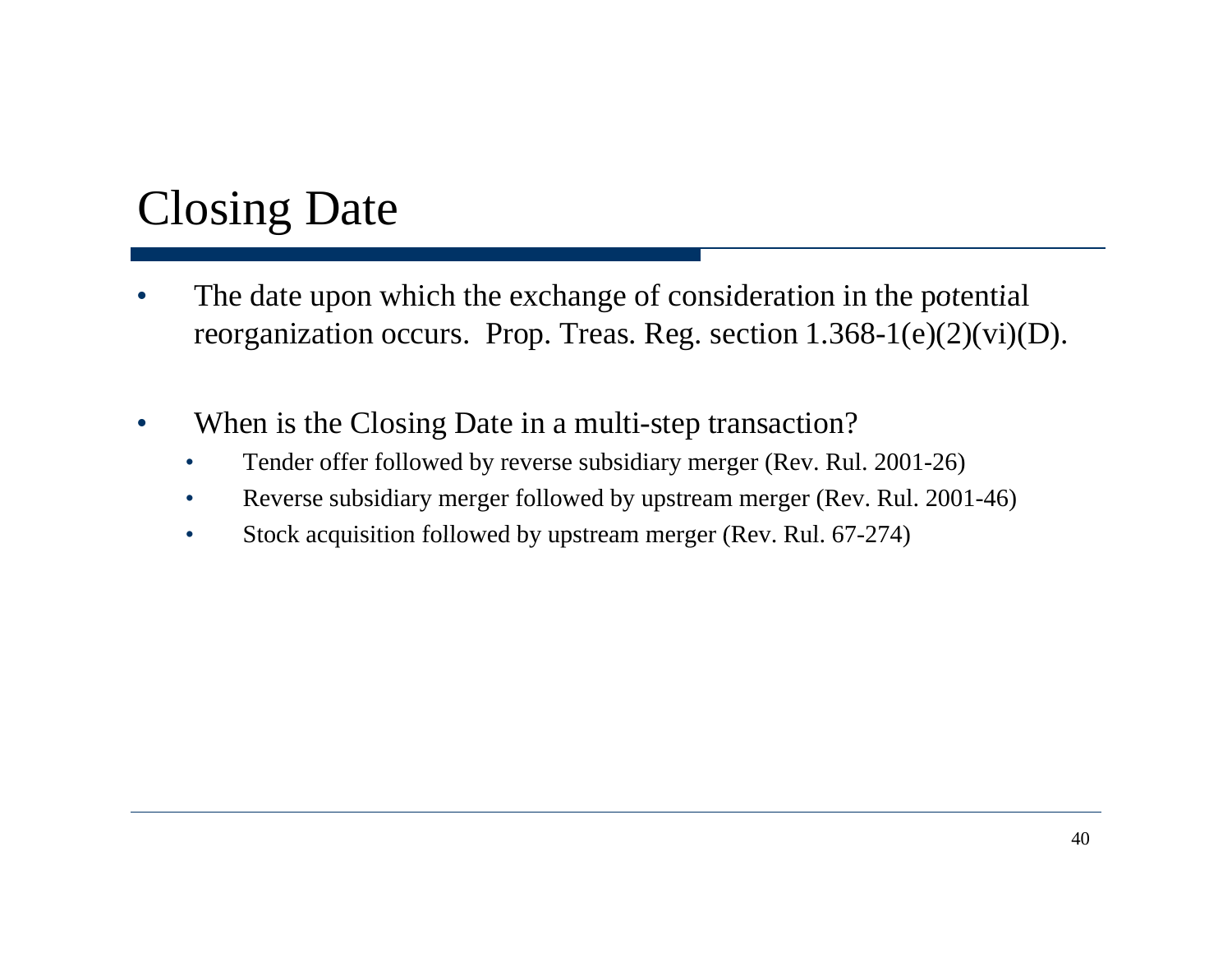# Closing Date

- The date upon which the exchange of consideration in the potential reorganization occurs. Prop. Treas. Reg. section 1.368-1(e)(2)(vi)(D).

- When is the Closing Date in a multi-step transaction?
  - Tender offer followed by reverse subsidiary merger (Rev. Rul. 2001-26)
  - Reverse subsidiary merger followed by upstream merger (Rev. Rul. 2001-46)
  - Stock acquisition followed by upstream merger (Rev. Rul. 67-274)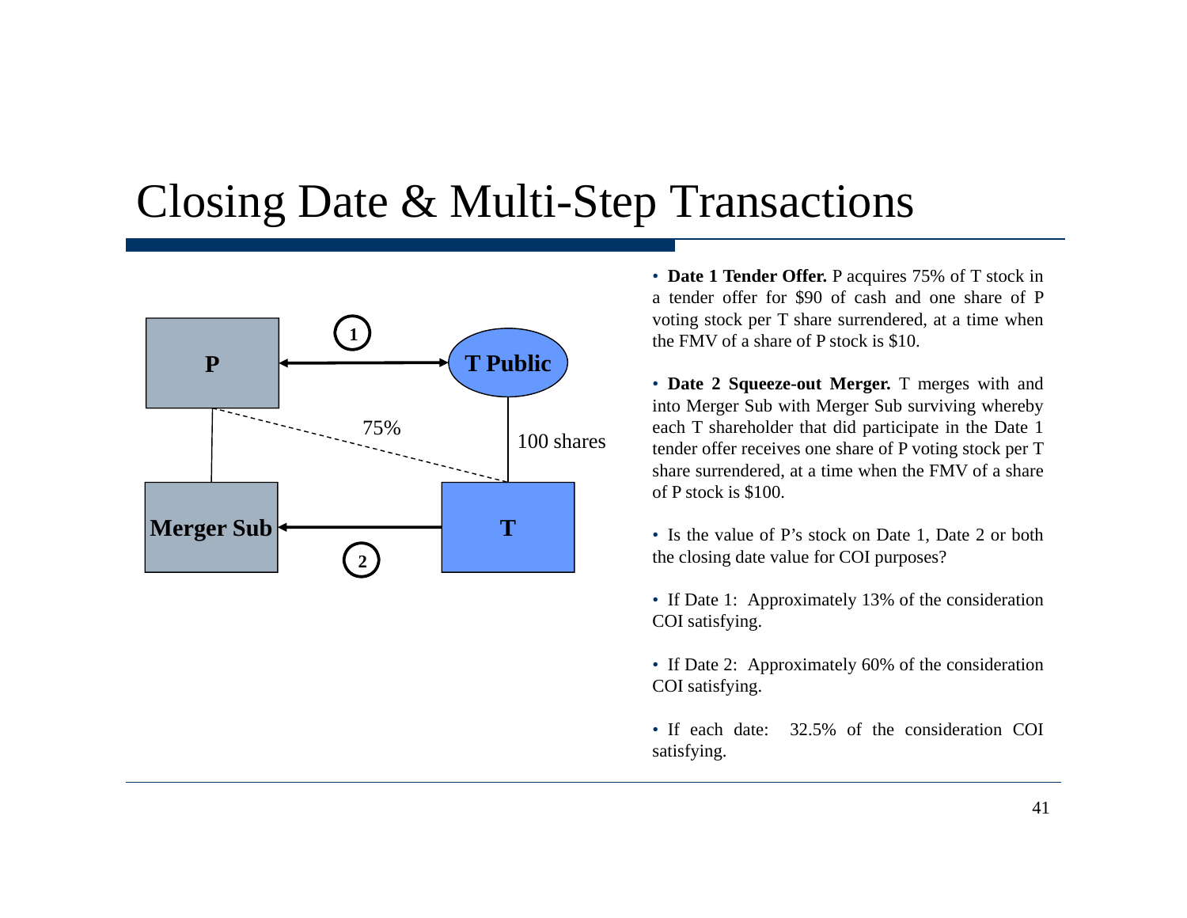# Closing Date & Multi-Step Transactions

P ↔ T Public (1); P — 75% — T; T Public — 100 shares — T; P — Merger Sub; T → Merger Sub (2)

- **Date 1 Tender Offer.** P acquires 75% of T stock in a tender offer for $90 of cash and one share of P voting stock per T share surrendered, at a time when the FMV of a share of P stock is $10.

- **Date 2 Squeeze-out Merger.** T merges with and into Merger Sub with Merger Sub surviving whereby each T shareholder that did participate in the Date 1 tender offer receives one share of P voting stock per T share surrendered, at a time when the FMV of a share of P stock is $100.

- Is the value of P's stock on Date 1, Date 2 or both the closing date value for COI purposes?

- If Date 1: Approximately 13% of the consideration COI satisfying.

- If Date 2: Approximately 60% of the consideration COI satisfying.

- If each date: 32.5% of the consideration COI satisfying.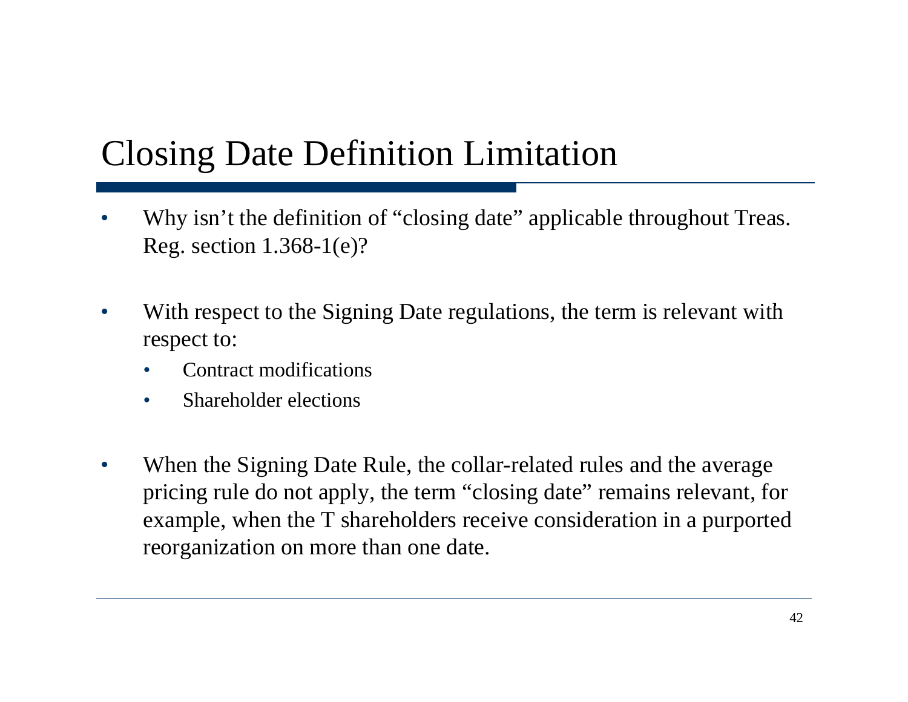# Closing Date Definition Limitation

- Why isn't the definition of "closing date" applicable throughout Treas. Reg. section 1.368-1(e)?
- With respect to the Signing Date regulations, the term is relevant with respect to:
  - Contract modifications
  - Shareholder elections
- When the Signing Date Rule, the collar-related rules and the average pricing rule do not apply, the term "closing date" remains relevant, for example, when the T shareholders receive consideration in a purported reorganization on more than one date.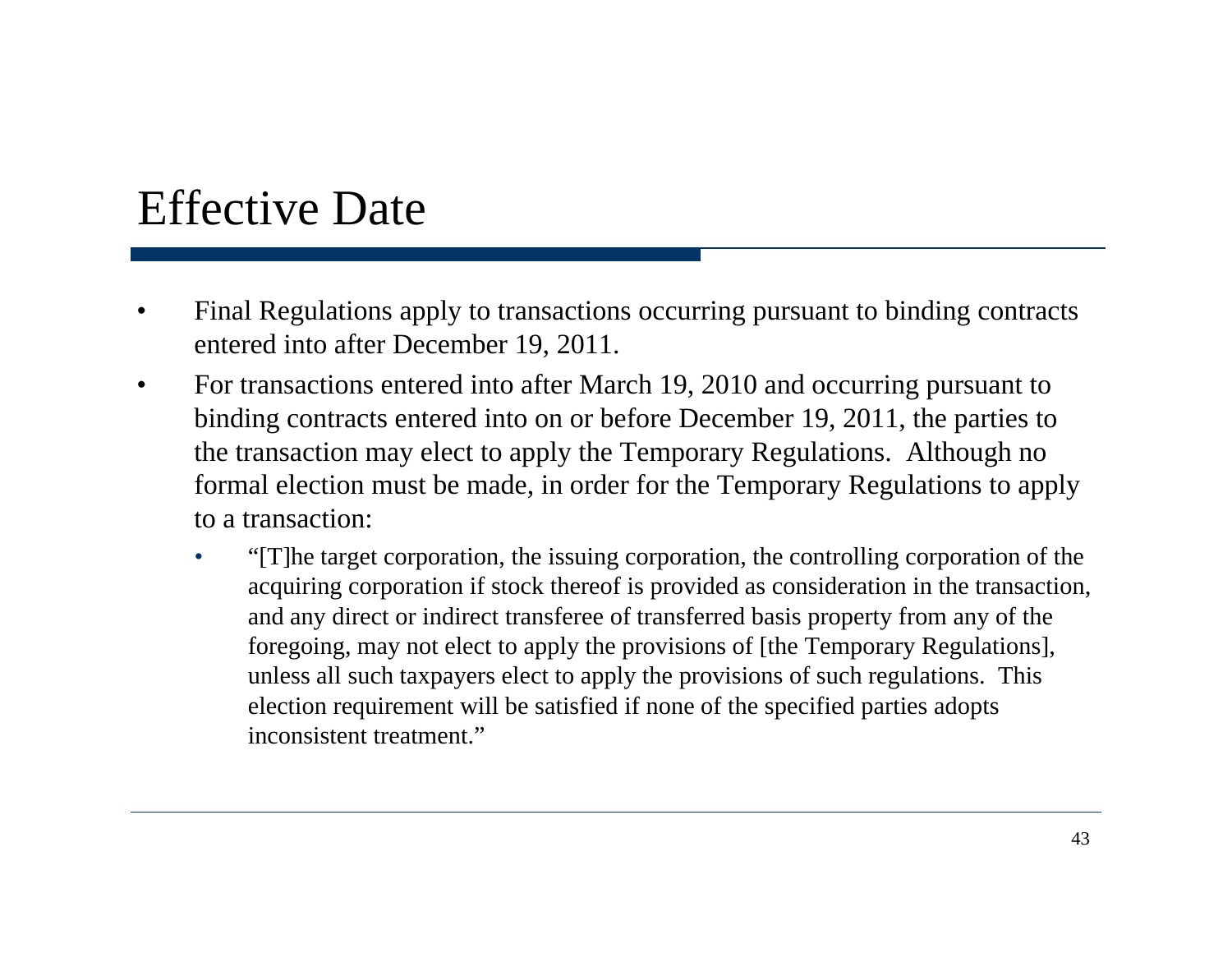# Effective Date

- Final Regulations apply to transactions occurring pursuant to binding contracts entered into after December 19, 2011.
- For transactions entered into after March 19, 2010 and occurring pursuant to binding contracts entered into on or before December 19, 2011, the parties to the transaction may elect to apply the Temporary Regulations. Although no formal election must be made, in order for the Temporary Regulations to apply to a transaction:
  - "[T]he target corporation, the issuing corporation, the controlling corporation of the acquiring corporation if stock thereof is provided as consideration in the transaction, and any direct or indirect transferee of transferred basis property from any of the foregoing, may not elect to apply the provisions of [the Temporary Regulations], unless all such taxpayers elect to apply the provisions of such regulations. This election requirement will be satisfied if none of the specified parties adopts inconsistent treatment."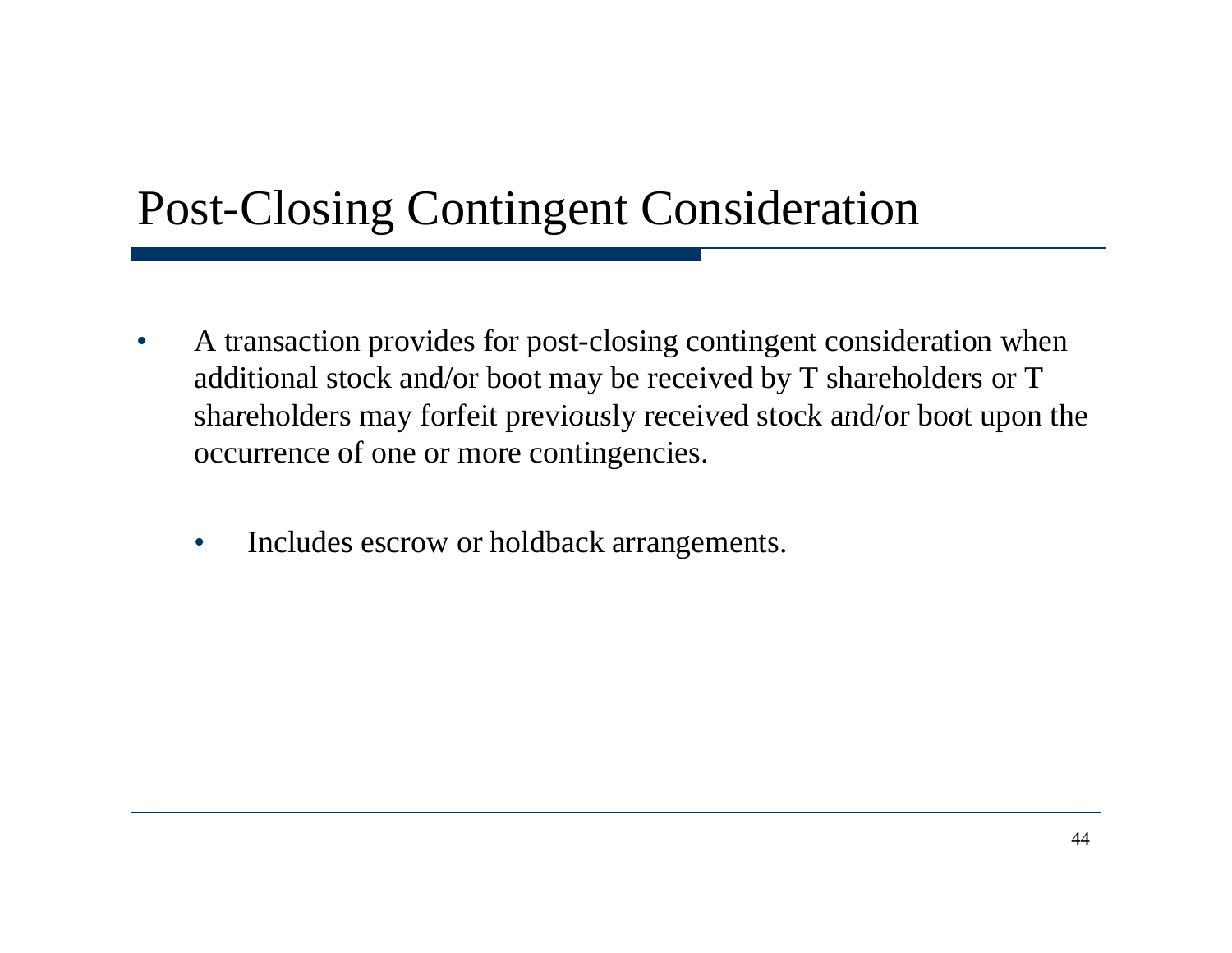# Post-Closing Contingent Consideration

- A transaction provides for post-closing contingent consideration when additional stock and/or boot may be received by T shareholders or T shareholders may forfeit previously received stock and/or boot upon the occurrence of one or more contingencies.
  - Includes escrow or holdback arrangements.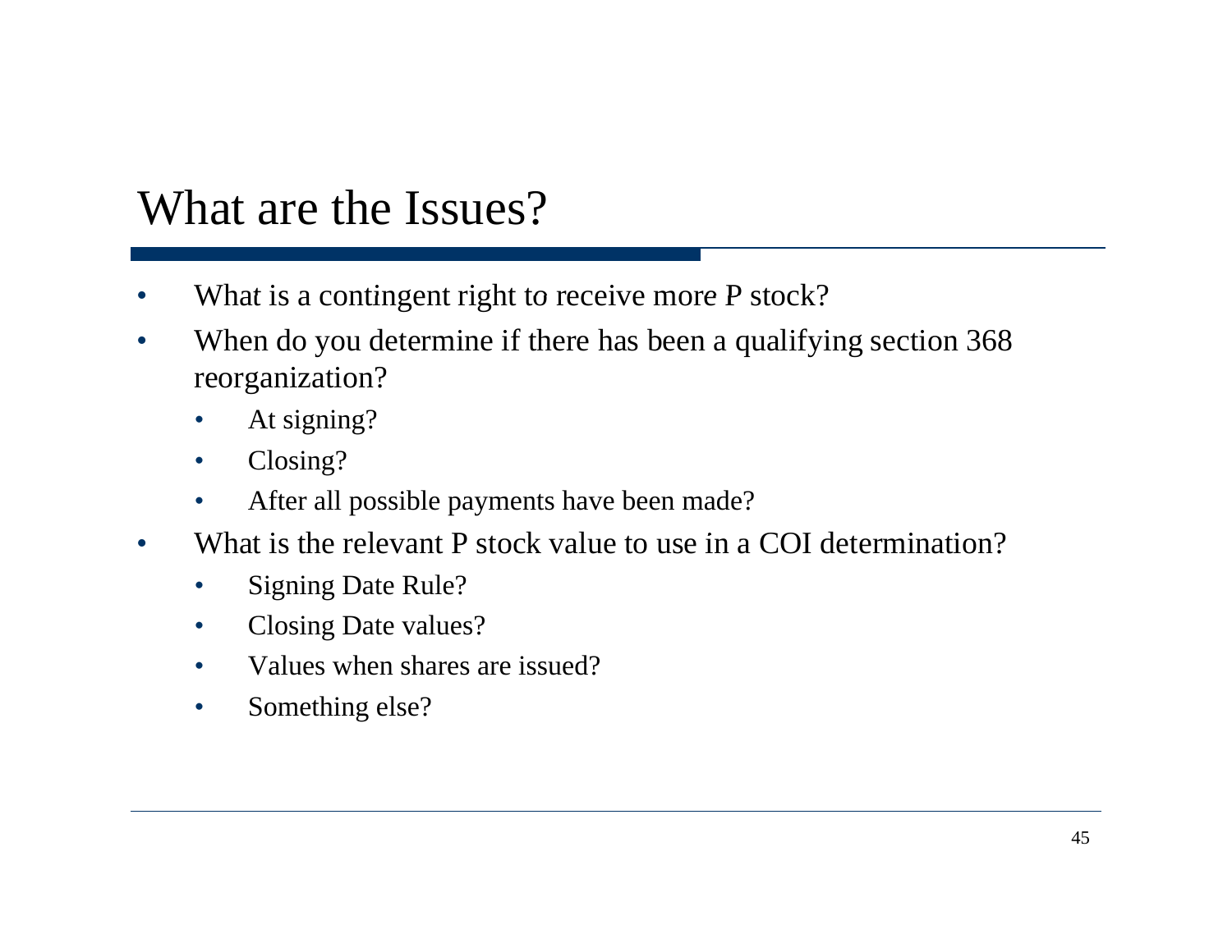# What are the Issues?

- What is a contingent right to receive more P stock?
- When do you determine if there has been a qualifying section 368 reorganization?
  - At signing?
  - Closing?
  - After all possible payments have been made?
- What is the relevant P stock value to use in a COI determination?
  - Signing Date Rule?
  - Closing Date values?
  - Values when shares are issued?
  - Something else?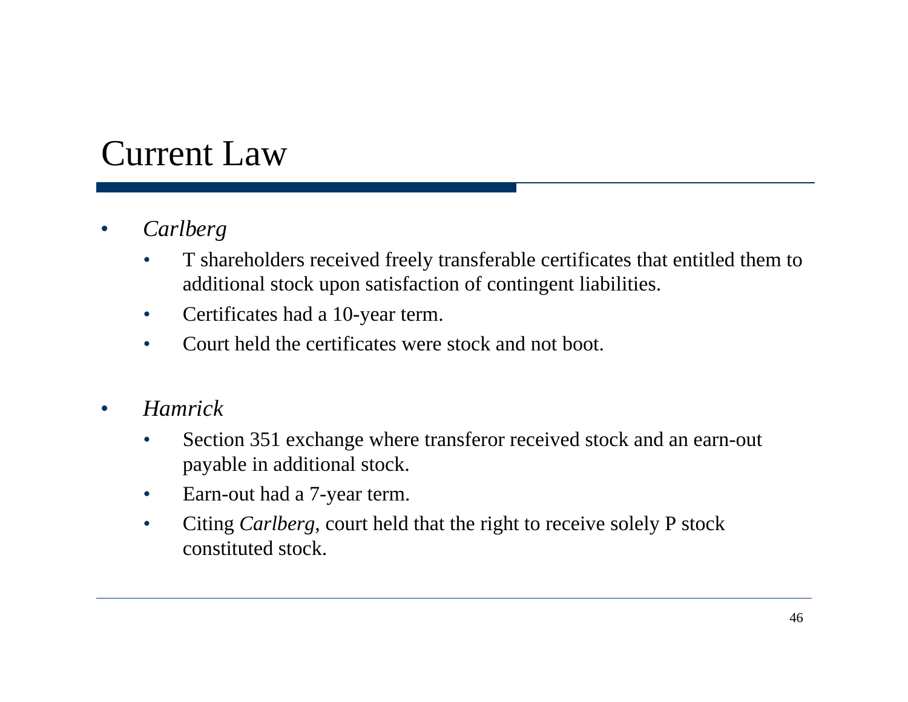# Current Law

- *Carlberg*
  - T shareholders received freely transferable certificates that entitled them to additional stock upon satisfaction of contingent liabilities.
  - Certificates had a 10-year term.
  - Court held the certificates were stock and not boot.

- *Hamrick*
  - Section 351 exchange where transferor received stock and an earn-out payable in additional stock.
  - Earn-out had a 7-year term.
  - Citing *Carlberg*, court held that the right to receive solely P stock constituted stock.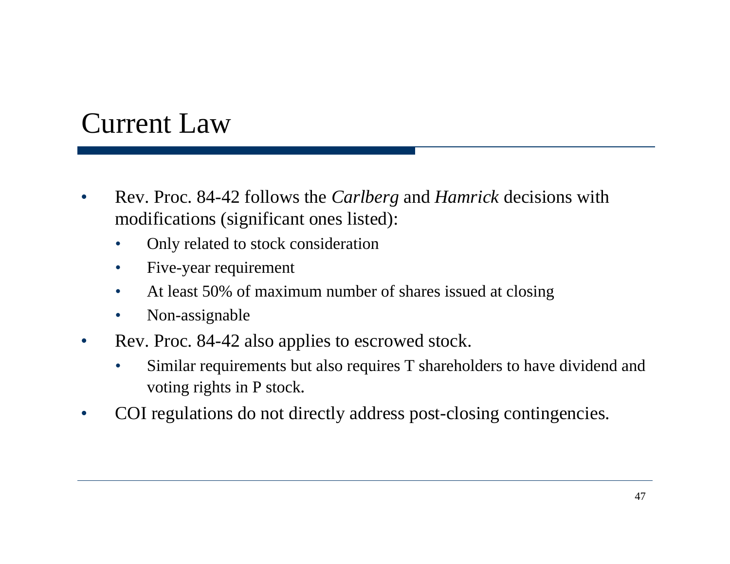# Current Law

- Rev. Proc. 84-42 follows the *Carlberg* and *Hamrick* decisions with modifications (significant ones listed):
  - Only related to stock consideration
  - Five-year requirement
  - At least 50% of maximum number of shares issued at closing
  - Non-assignable
- Rev. Proc. 84-42 also applies to escrowed stock.
  - Similar requirements but also requires T shareholders to have dividend and voting rights in P stock.
- COI regulations do not directly address post-closing contingencies.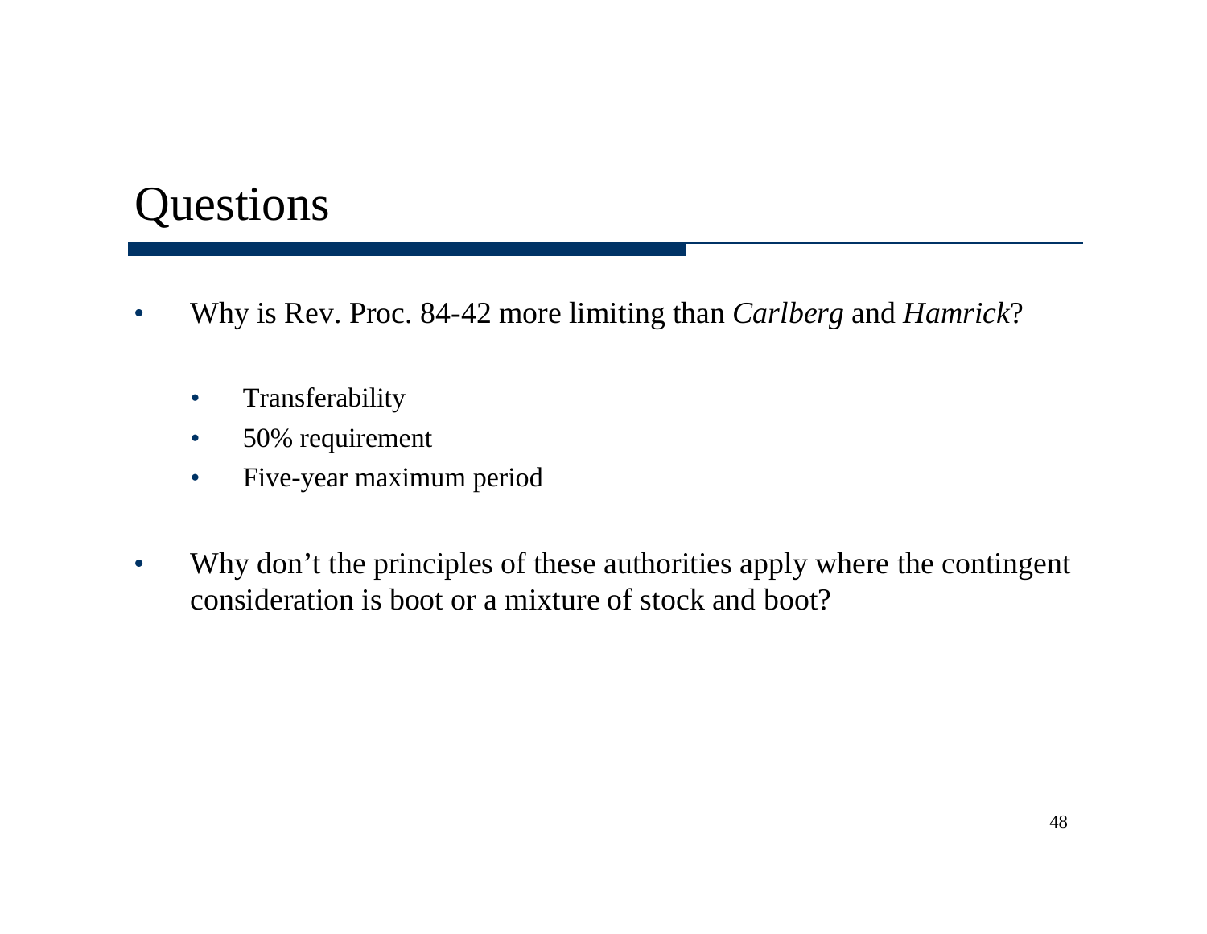# Questions

- Why is Rev. Proc. 84-42 more limiting than *Carlberg* and *Hamrick*?
  - Transferability
  - 50% requirement
  - Five-year maximum period
- Why don't the principles of these authorities apply where the contingent consideration is boot or a mixture of stock and boot?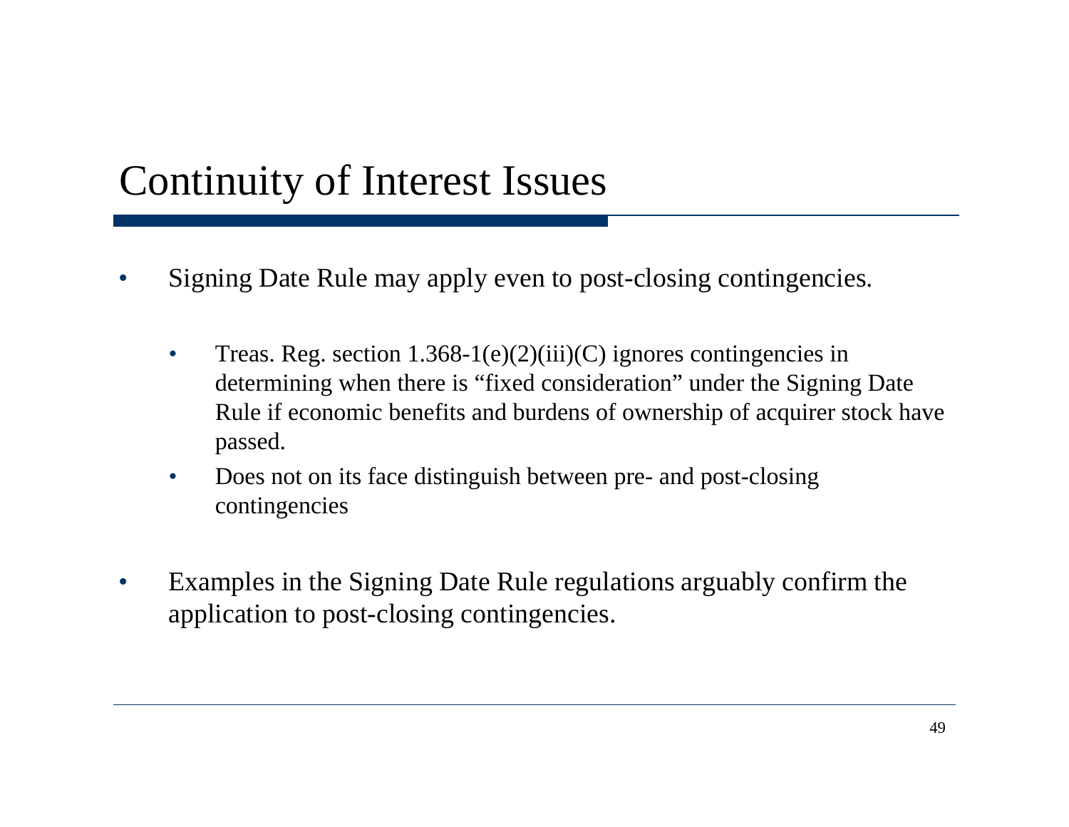# Continuity of Interest Issues

- Signing Date Rule may apply even to post-closing contingencies.
  - Treas. Reg. section 1.368-1(e)(2)(iii)(C) ignores contingencies in determining when there is "fixed consideration" under the Signing Date Rule if economic benefits and burdens of ownership of acquirer stock have passed.
  - Does not on its face distinguish between pre- and post-closing contingencies
- Examples in the Signing Date Rule regulations arguably confirm the application to post-closing contingencies.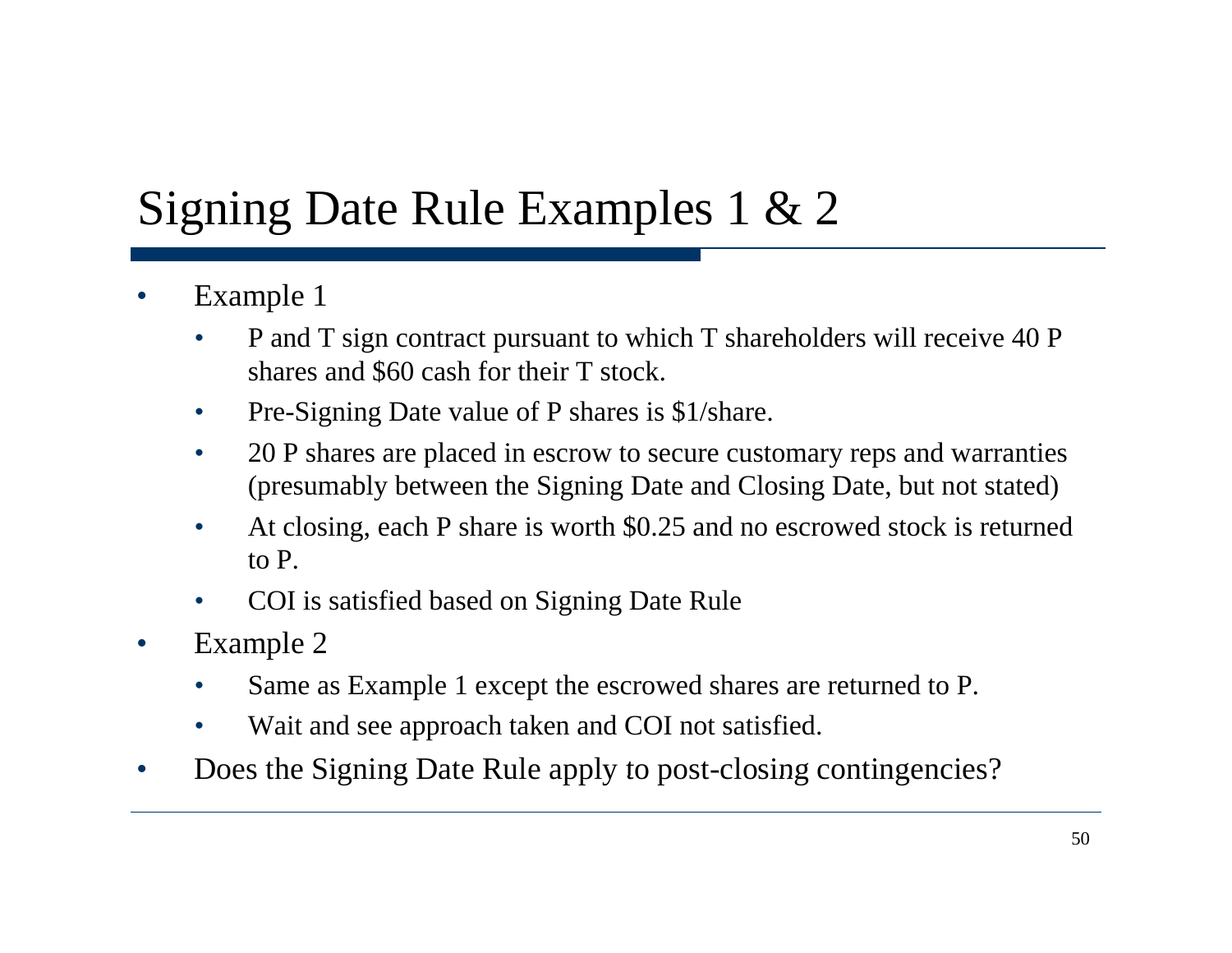# Signing Date Rule Examples 1 & 2

- Example 1
  - P and T sign contract pursuant to which T shareholders will receive 40 P shares and $60 cash for their T stock.
  - Pre-Signing Date value of P shares is $1/share.
  - 20 P shares are placed in escrow to secure customary reps and warranties (presumably between the Signing Date and Closing Date, but not stated)
  - At closing, each P share is worth $0.25 and no escrowed stock is returned to P.
  - COI is satisfied based on Signing Date Rule
- Example 2
  - Same as Example 1 except the escrowed shares are returned to P.
  - Wait and see approach taken and COI not satisfied.
- Does the Signing Date Rule apply to post-closing contingencies?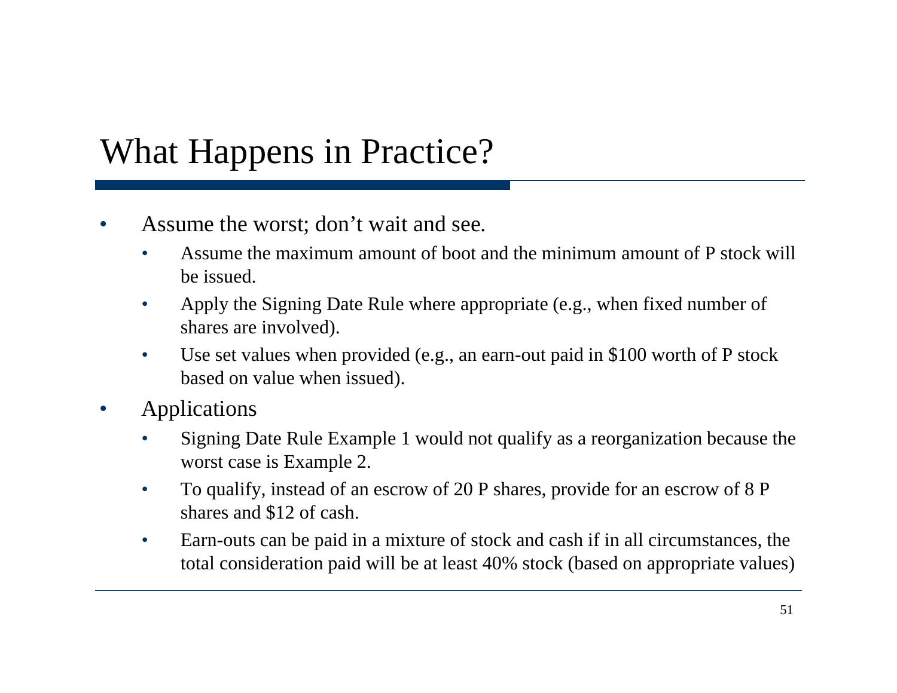# What Happens in Practice?

- Assume the worst; don't wait and see.
  - Assume the maximum amount of boot and the minimum amount of P stock will be issued.
  - Apply the Signing Date Rule where appropriate (e.g., when fixed number of shares are involved).
  - Use set values when provided (e.g., an earn-out paid in $100 worth of P stock based on value when issued).
- Applications
  - Signing Date Rule Example 1 would not qualify as a reorganization because the worst case is Example 2.
  - To qualify, instead of an escrow of 20 P shares, provide for an escrow of 8 P shares and $12 of cash.
  - Earn-outs can be paid in a mixture of stock and cash if in all circumstances, the total consideration paid will be at least 40% stock (based on appropriate values)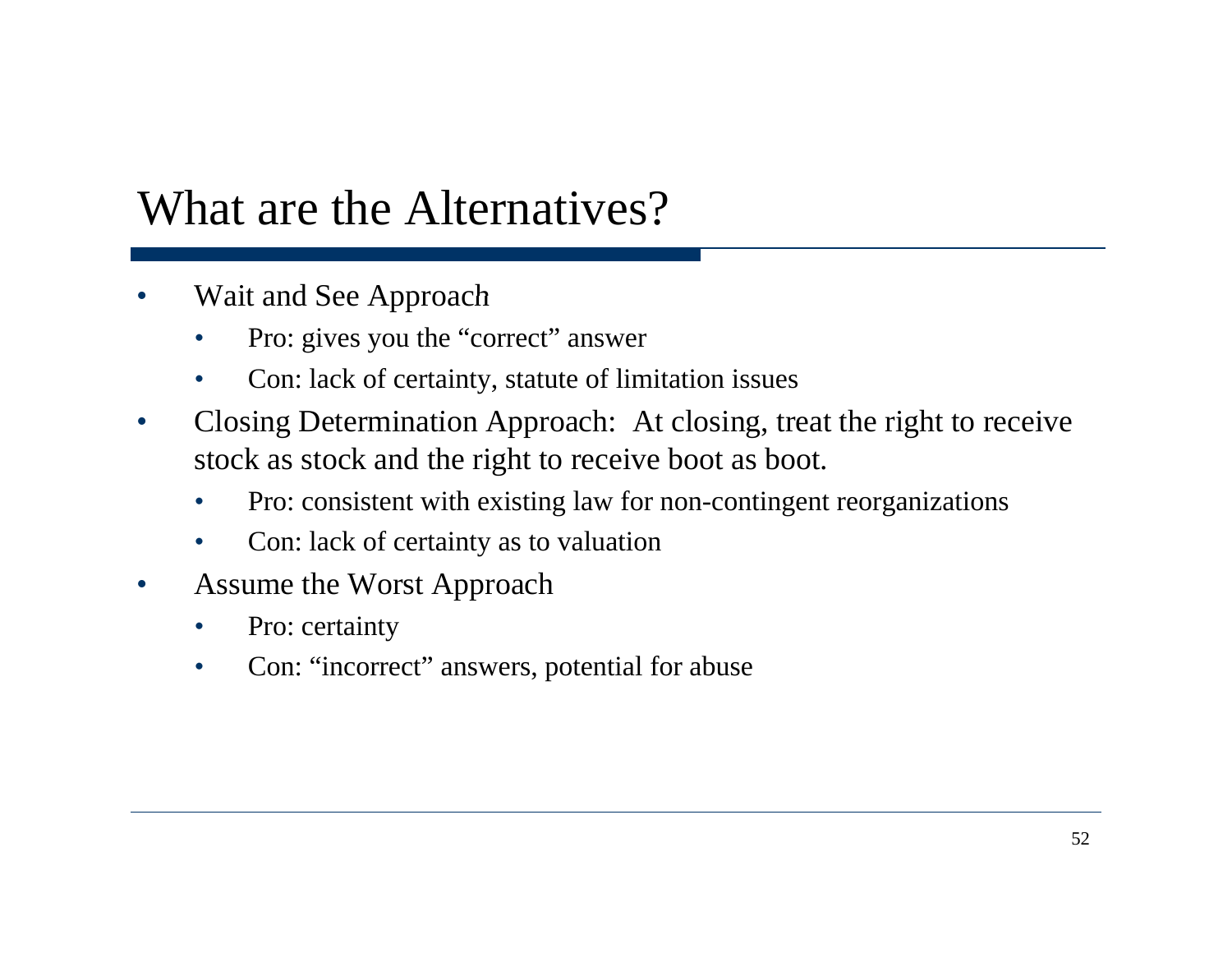# What are the Alternatives?

- Wait and See Approach
  - Pro: gives you the “correct” answer
  - Con: lack of certainty, statute of limitation issues
- Closing Determination Approach: At closing, treat the right to receive stock as stock and the right to receive boot as boot.
  - Pro: consistent with existing law for non-contingent reorganizations
  - Con: lack of certainty as to valuation
- Assume the Worst Approach
  - Pro: certainty
  - Con: “incorrect” answers, potential for abuse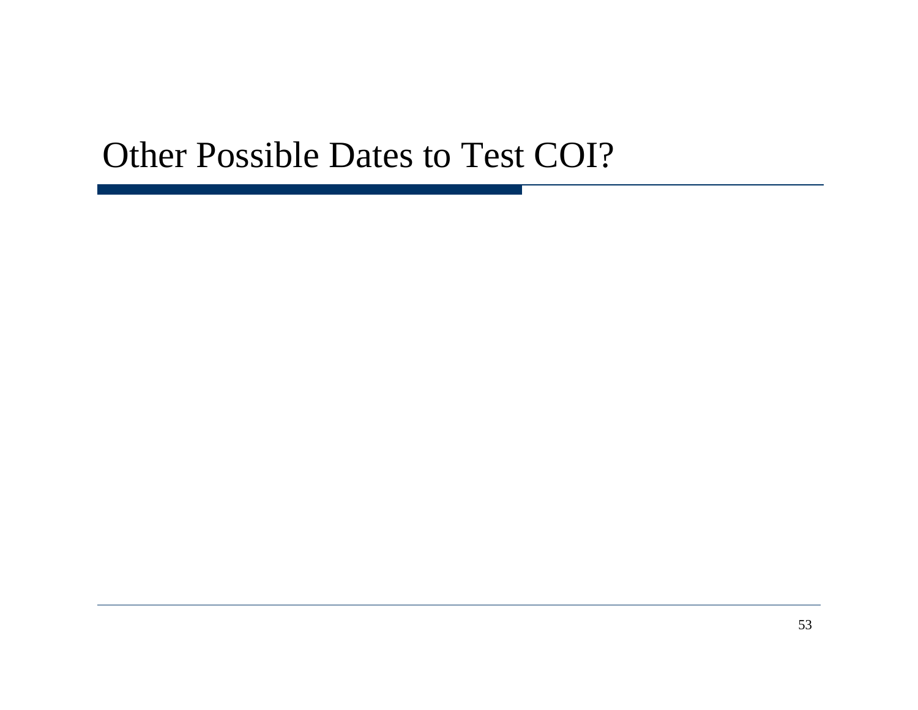# Other Possible Dates to Test COI?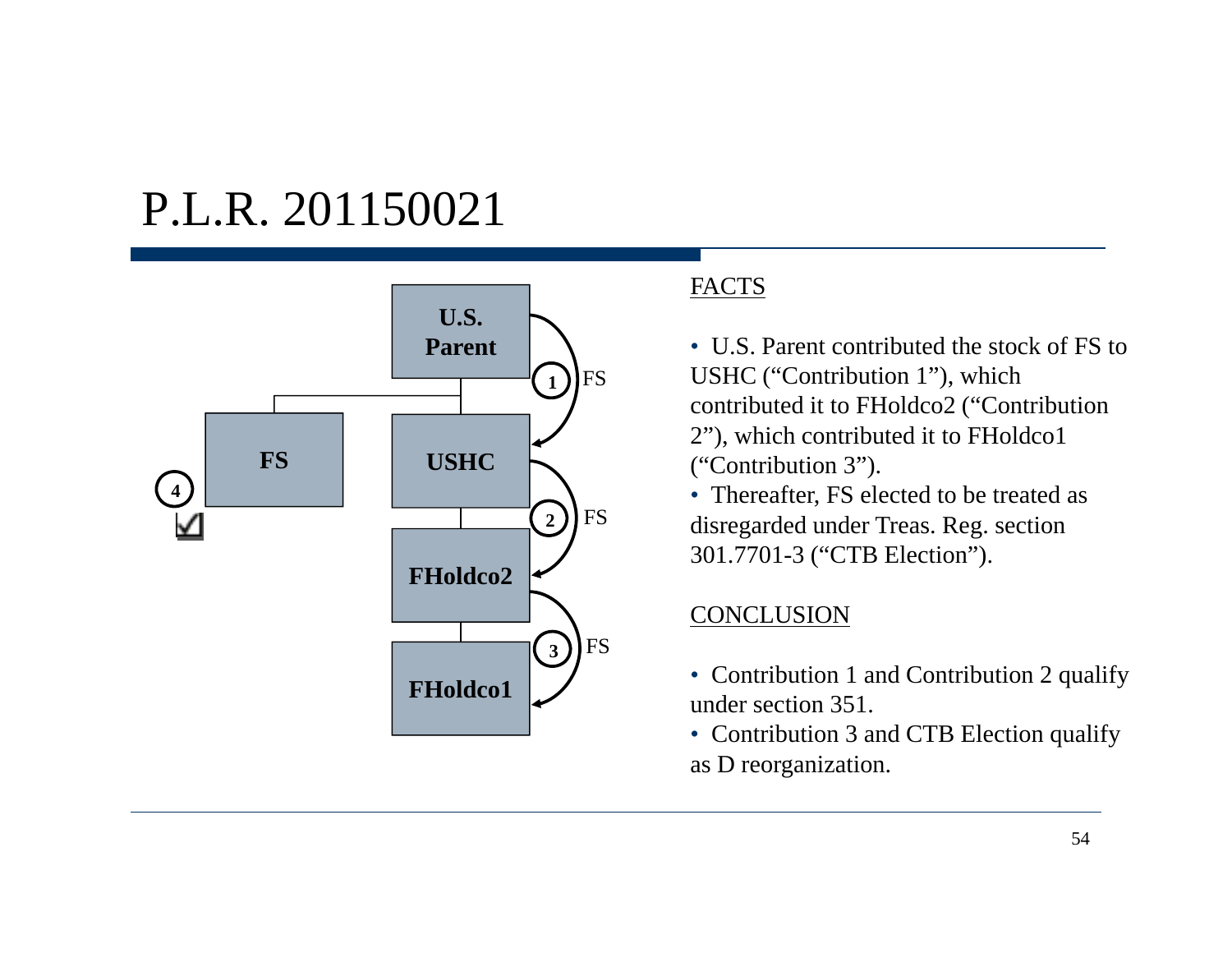# P.L.R. 201150021

U.S. Parent

FS

USHC

FHoldco2

FHoldco1

1 FS

2 FS

3 FS

4

FACTS

- U.S. Parent contributed the stock of FS to USHC ("Contribution 1"), which contributed it to FHoldco2 ("Contribution 2"), which contributed it to FHoldco1 ("Contribution 3").
- Thereafter, FS elected to be treated as disregarded under Treas. Reg. section 301.7701-3 ("CTB Election").

CONCLUSION

- Contribution 1 and Contribution 2 qualify under section 351.
- Contribution 3 and CTB Election qualify as D reorganization.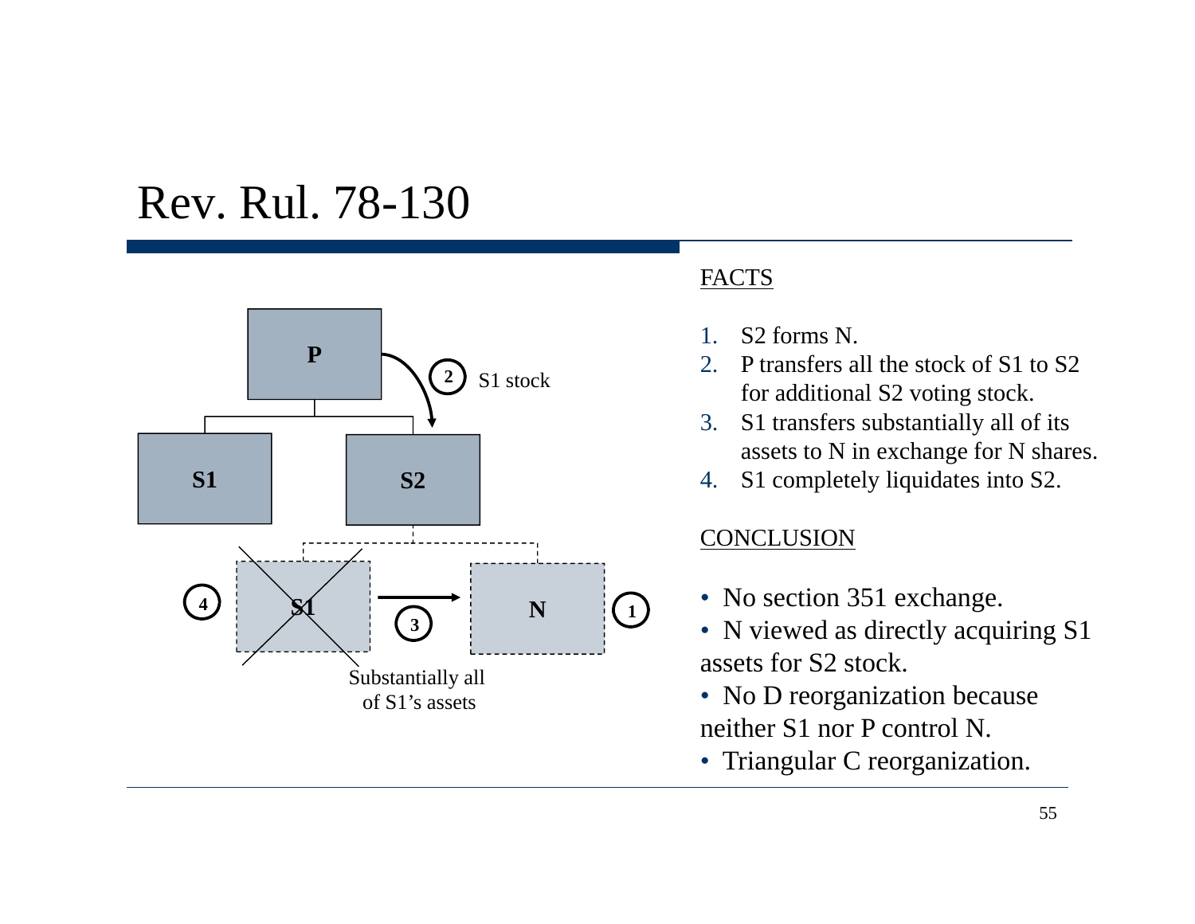# Rev. Rul. 78-130

S1 stock

Substantially all of S1's assets

FACTS

1. S2 forms N.
2. P transfers all the stock of S1 to S2 for additional S2 voting stock.
3. S1 transfers substantially all of its assets to N in exchange for N shares.
4. S1 completely liquidates into S2.

CONCLUSION

- No section 351 exchange.
- N viewed as directly acquiring S1 assets for S2 stock.
- No D reorganization because neither S1 nor P control N.
- Triangular C reorganization.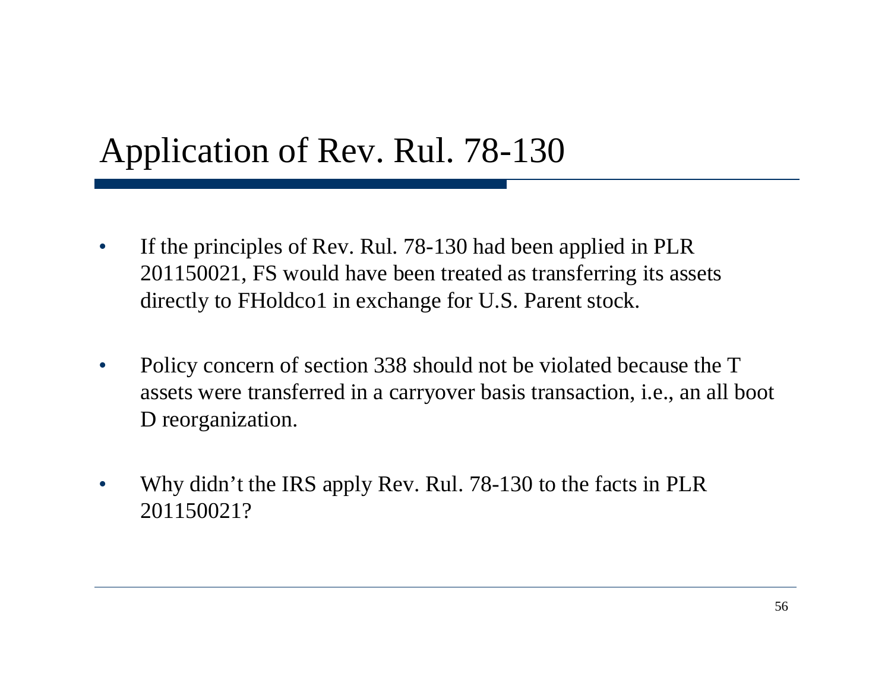# Application of Rev. Rul. 78-130

- If the principles of Rev. Rul. 78-130 had been applied in PLR 201150021, FS would have been treated as transferring its assets directly to FHoldco1 in exchange for U.S. Parent stock.
- Policy concern of section 338 should not be violated because the T assets were transferred in a carryover basis transaction, i.e., an all boot D reorganization.
- Why didn't the IRS apply Rev. Rul. 78-130 to the facts in PLR 201150021?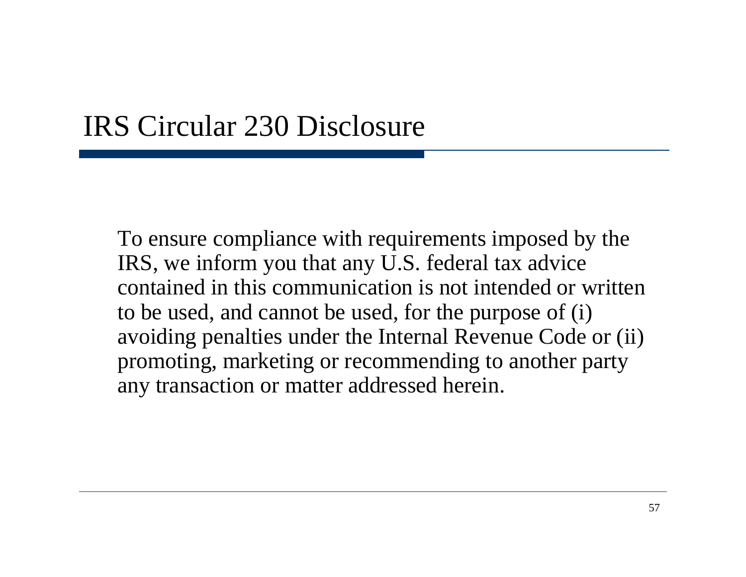# IRS Circular 230 Disclosure

To ensure compliance with requirements imposed by the IRS, we inform you that any U.S. federal tax advice contained in this communication is not intended or written to be used, and cannot be used, for the purpose of (i) avoiding penalties under the Internal Revenue Code or (ii) promoting, marketing or recommending to another party any transaction or matter addressed herein.